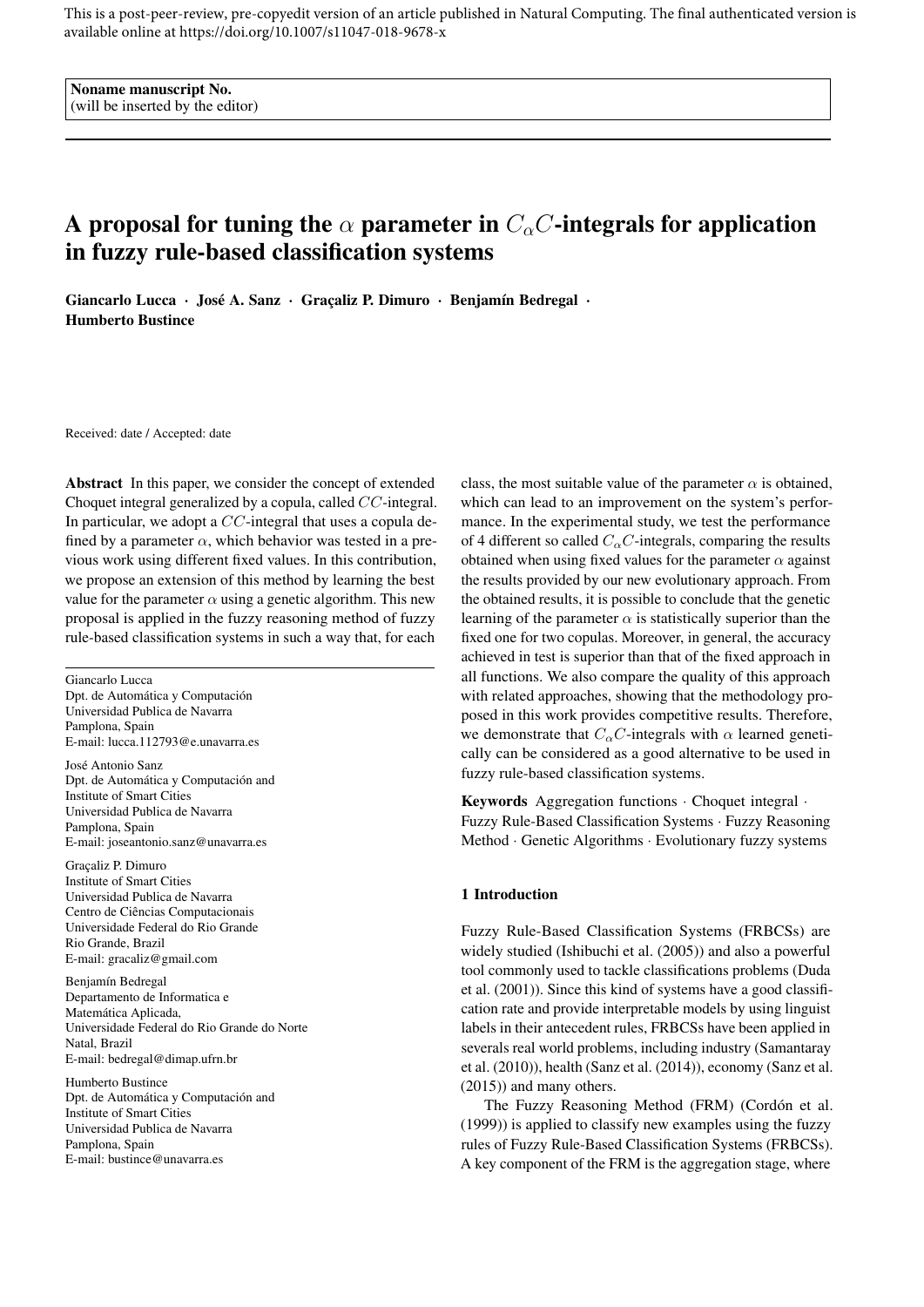This is a post-peer-review, pre-copyedit version of an article published in Natural Computing. The final authenticated version is available online at https://doi.org/10.1007/s11047-018-9678-x

Noname manuscript No.
(will be inserted by the editor)

# A proposal for tuning the $\alpha$ parameter in $C_\alpha C$-integrals for application in fuzzy rule-based classification systems

**Giancarlo Lucca · José A. Sanz · Graçaliz P. Dimuro · Benjamín Bedregal · Humberto Bustince**

Received: date / Accepted: date

**Abstract** In this paper, we consider the concept of extended Choquet integral generalized by a copula, called $CC$-integral. In particular, we adopt a $CC$-integral that uses a copula defined by a parameter $\alpha$, which behavior was tested in a previous work using different fixed values. In this contribution, we propose an extension of this method by learning the best value for the parameter $\alpha$ using a genetic algorithm. This new proposal is applied in the fuzzy reasoning method of fuzzy rule-based classification systems in such a way that, for each class, the most suitable value of the parameter $\alpha$ is obtained, which can lead to an improvement on the system's performance. In the experimental study, we test the performance of 4 different so called $C_\alpha C$-integrals, comparing the results obtained when using fixed values for the parameter $\alpha$ against the results provided by our new evolutionary approach. From the obtained results, it is possible to conclude that the genetic learning of the parameter $\alpha$ is statistically superior than the fixed one for two copulas. Moreover, in general, the accuracy achieved in test is superior than that of the fixed approach in all functions. We also compare the quality of this approach with related approaches, showing that the methodology proposed in this work provides competitive results. Therefore, we demonstrate that $C_\alpha C$-integrals with $\alpha$ learned genetically can be considered as a good alternative to be used in fuzzy rule-based classification systems.

**Keywords** Aggregation functions · Choquet integral · Fuzzy Rule-Based Classification Systems · Fuzzy Reasoning Method · Genetic Algorithms · Evolutionary fuzzy systems

Giancarlo Lucca
Dpt. de Automática y Computación
Universidad Publica de Navarra
Pamplona, Spain
E-mail: lucca.112793@e.unavarra.es

José Antonio Sanz
Dpt. de Automática y Computación and
Institute of Smart Cities
Universidad Publica de Navarra
Pamplona, Spain
E-mail: joseantonio.sanz@unavarra.es

Graçaliz P. Dimuro
Institute of Smart Cities
Universidad Publica de Navarra
Centro de Ciências Computacionais
Universidade Federal do Rio Grande
Rio Grande, Brazil
E-mail: gracaliz@gmail.com

Benjamín Bedregal
Departamento de Informatica e
Matemática Aplicada,
Universidade Federal do Rio Grande do Norte
Natal, Brazil
E-mail: bedregal@dimap.ufrn.br

Humberto Bustince
Dpt. de Automática y Computación and
Institute of Smart Cities
Universidad Publica de Navarra
Pamplona, Spain
E-mail: bustince@unavarra.es

## 1 Introduction

Fuzzy Rule-Based Classification Systems (FRBCSs) are widely studied (Ishibuchi et al. (2005)) and also a powerful tool commonly used to tackle classifications problems (Duda et al. (2001)). Since this kind of systems have a good classification rate and provide interpretable models by using linguist labels in their antecedent rules, FRBCSs have been applied in severals real world problems, including industry (Samantaray et al. (2010)), health (Sanz et al. (2014)), economy (Sanz et al. (2015)) and many others.

The Fuzzy Reasoning Method (FRM) (Cordón et al. (1999)) is applied to classify new examples using the fuzzy rules of Fuzzy Rule-Based Classification Systems (FRBCSs). A key component of the FRM is the aggregation stage, where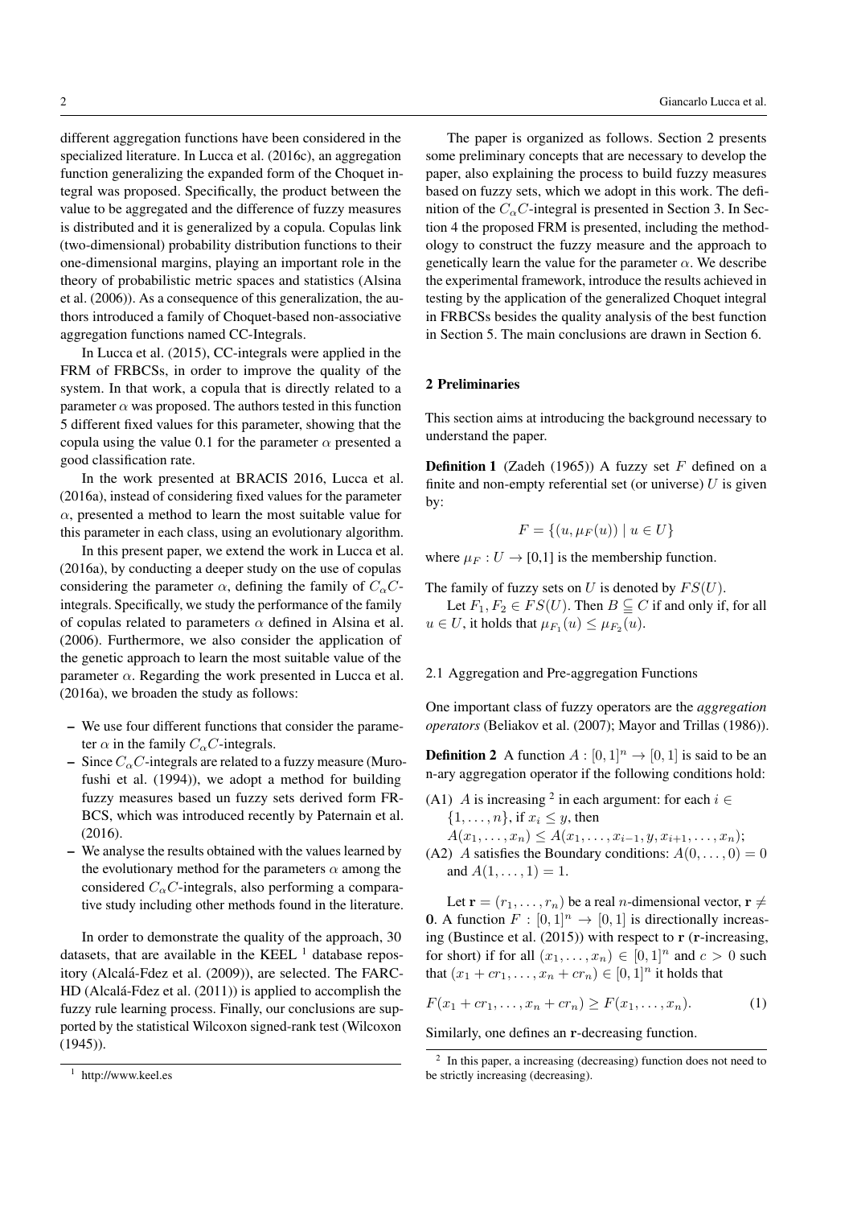different aggregation functions have been considered in the specialized literature. In Lucca et al. (2016c), an aggregation function generalizing the expanded form of the Choquet integral was proposed. Specifically, the product between the value to be aggregated and the difference of fuzzy measures is distributed and it is generalized by a copula. Copulas link (two-dimensional) probability distribution functions to their one-dimensional margins, playing an important role in the theory of probabilistic metric spaces and statistics (Alsina et al. (2006)). As a consequence of this generalization, the authors introduced a family of Choquet-based non-associative aggregation functions named CC-Integrals.

In Lucca et al. (2015), CC-integrals were applied in the FRM of FRBCSs, in order to improve the quality of the system. In that work, a copula that is directly related to a parameter $\alpha$ was proposed. The authors tested in this function 5 different fixed values for this parameter, showing that the copula using the value 0.1 for the parameter $\alpha$ presented a good classification rate.

In the work presented at BRACIS 2016, Lucca et al. (2016a), instead of considering fixed values for the parameter $\alpha$, presented a method to learn the most suitable value for this parameter in each class, using an evolutionary algorithm.

In this present paper, we extend the work in Lucca et al. (2016a), by conducting a deeper study on the use of copulas considering the parameter $\alpha$, defining the family of $C_\alpha C$-integrals. Specifically, we study the performance of the family of copulas related to parameters $\alpha$ defined in Alsina et al. (2006). Furthermore, we also consider the application of the genetic approach to learn the most suitable value of the parameter $\alpha$. Regarding the work presented in Lucca et al. (2016a), we broaden the study as follows:

- We use four different functions that consider the parameter $\alpha$ in the family $C_\alpha C$-integrals.
- Since $C_\alpha C$-integrals are related to a fuzzy measure (Murofushi et al. (1994)), we adopt a method for building fuzzy measures based un fuzzy sets derived form FRBCS, which was introduced recently by Paternain et al. (2016).
- We analyse the results obtained with the values learned by the evolutionary method for the parameters $\alpha$ among the considered $C_\alpha C$-integrals, also performing a comparative study including other methods found in the literature.

In order to demonstrate the quality of the approach, 30 datasets, that are available in the KEEL [1] database repository (Alcalá-Fdez et al. (2009)), are selected. The FARC-HD (Alcalá-Fdez et al. (2011)) is applied to accomplish the fuzzy rule learning process. Finally, our conclusions are supported by the statistical Wilcoxon signed-rank test (Wilcoxon (1945)).

[1] http://www.keel.es

The paper is organized as follows. Section 2 presents some preliminary concepts that are necessary to develop the paper, also explaining the process to build fuzzy measures based on fuzzy sets, which we adopt in this work. The definition of the $C_\alpha C$-integral is presented in Section 3. In Section 4 the proposed FRM is presented, including the methodology to construct the fuzzy measure and the approach to genetically learn the value for the parameter $\alpha$. We describe the experimental framework, introduce the results achieved in testing by the application of the generalized Choquet integral in FRBCSs besides the quality analysis of the best function in Section 5. The main conclusions are drawn in Section 6.

## 2 Preliminaries

This section aims at introducing the background necessary to understand the paper.

**Definition 1** (Zadeh (1965)) A fuzzy set $F$ defined on a finite and non-empty referential set (or universe) $U$ is given by:

$$F = \{(u, \mu_F(u)) \mid u \in U\}$$

where $\mu_F : U \to [0,1]$ is the membership function.

The family of fuzzy sets on $U$ is denoted by $FS(U)$.

Let $F_1, F_2 \in FS(U)$. Then $B \subseteq C$ if and only if, for all $u \in U$, it holds that $\mu_{F_1}(u) \leq \mu_{F_2}(u)$.

### 2.1 Aggregation and Pre-aggregation Functions

One important class of fuzzy operators are the *aggregation operators* (Beliakov et al. (2007); Mayor and Trillas (1986)).

**Definition 2** A function $A : [0,1]^n \to [0,1]$ is said to be an n-ary aggregation operator if the following conditions hold:

(A1) $A$ is increasing [2] in each argument: for each $i \in \{1, \ldots, n\}$, if $x_i \leq y$, then $A(x_1, \ldots, x_n) \leq A(x_1, \ldots, x_{i-1}, y, x_{i+1}, \ldots, x_n)$;

(A2) $A$ satisfies the Boundary conditions: $A(0, \ldots, 0) = 0$ and $A(1, \ldots, 1) = 1$.

Let $\mathbf{r} = (r_1, \ldots, r_n)$ be a real $n$-dimensional vector, $\mathbf{r} \neq \mathbf{0}$. A function $F : [0,1]^n \to [0,1]$ is directionally increasing (Bustince et al. (2015)) with respect to $\mathbf{r}$ ($\mathbf{r}$-increasing, for short) if for all $(x_1, \ldots, x_n) \in [0,1]^n$ and $c > 0$ such that $(x_1 + cr_1, \ldots, x_n + cr_n) \in [0,1]^n$ it holds that

$$F(x_1 + cr_1, \ldots, x_n + cr_n) \geq F(x_1, \ldots, x_n). \quad (1)$$

Similarly, one defines an $\mathbf{r}$-decreasing function.

[2] In this paper, a increasing (decreasing) function does not need to be strictly increasing (decreasing).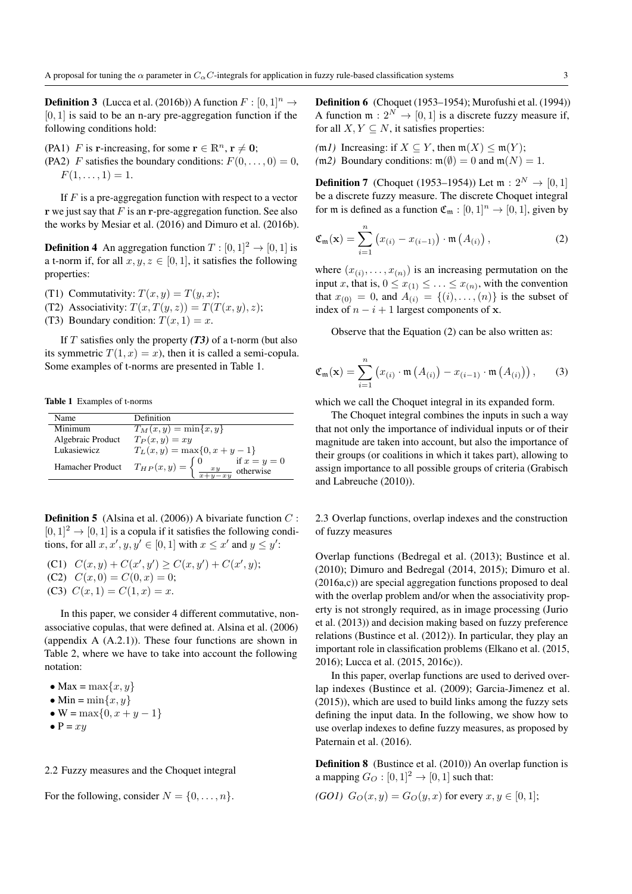**Definition 3** (Lucca et al. (2016b)) A function $F : [0,1]^n \to [0,1]$ is said to be an n-ary pre-aggregation function if the following conditions hold:

(PA1) $F$ is $\mathbf{r}$-increasing, for some $\mathbf{r} \in \mathbb{R}^n$, $\mathbf{r} \neq \mathbf{0}$;
(PA2) $F$ satisfies the boundary conditions: $F(0,\ldots,0) = 0$, $F(1,\ldots,1) = 1$.

If $F$ is a pre-aggregation function with respect to a vector $\mathbf{r}$ we just say that $F$ is an $\mathbf{r}$-pre-aggregation function. See also the works by Mesiar et al. (2016) and Dimuro et al. (2016b).

**Definition 4** An aggregation function $T : [0,1]^2 \to [0,1]$ is a t-norm if, for all $x, y, z \in [0,1]$, it satisfies the following properties:

(T1) Commutativity: $T(x,y) = T(y,x)$;
(T2) Associativity: $T(x, T(y,z)) = T(T(x,y), z)$;
(T3) Boundary condition: $T(x,1) = x$.

If $T$ satisfies only the property ***(T3)*** of a t-norm (but also its symmetric $T(1,x) = x$), then it is called a semi-copula. Some examples of t-norms are presented in Table 1.

**Table 1** Examples of t-norms

| Name | Definition |
|---|---|
| Minimum | $T_M(x,y) = \min\{x,y\}$ |
| Algebraic Product | $T_P(x,y) = xy$ |
| Lukasiewicz | $T_L(x,y) = \max\{0, x+y-1\}$ |
| Hamacher Product | $T_{HP}(x,y) = \begin{cases} 0 & \text{if } x = y = 0 \\ \frac{xy}{x+y-xy} & \text{otherwise} \end{cases}$ |

**Definition 5** (Alsina et al. (2006)) A bivariate function $C : [0,1]^2 \to [0,1]$ is a copula if it satisfies the following conditions, for all $x, x', y, y' \in [0,1]$ with $x \leq x'$ and $y \leq y'$:

(C1) $C(x,y) + C(x',y') \geq C(x,y') + C(x',y)$;
(C2) $C(x,0) = C(0,x) = 0$;
(C3) $C(x,1) = C(1,x) = x$.

In this paper, we consider 4 different commutative, non-associative copulas, that were defined at. Alsina et al. (2006) (appendix A (A.2.1)). These four functions are shown in Table 2, where we have to take into account the following notation:

- Max = $\max\{x,y\}$
- Min = $\min\{x,y\}$
- W = $\max\{0, x+y-1\}$
- P = $xy$

## 2.2 Fuzzy measures and the Choquet integral

For the following, consider $N = \{0, \ldots, n\}$.

**Definition 6** (Choquet (1953–1954); Murofushi et al. (1994)) A function $\mathfrak{m} : 2^N \to [0,1]$ is a discrete fuzzy measure if, for all $X, Y \subseteq N$, it satisfies properties:

*(*$\mathfrak{m}$*1)* Increasing: if $X \subseteq Y$, then $\mathfrak{m}(X) \leq \mathfrak{m}(Y)$;
*(*$\mathfrak{m}$*2)* Boundary conditions: $\mathfrak{m}(\emptyset) = 0$ and $\mathfrak{m}(N) = 1$.

**Definition 7** (Choquet (1953–1954)) Let $\mathfrak{m} : 2^N \to [0,1]$ be a discrete fuzzy measure. The discrete Choquet integral for $\mathfrak{m}$ is defined as a function $\mathfrak{C}_\mathfrak{m} : [0,1]^n \to [0,1]$, given by

$$\mathfrak{C}_\mathfrak{m}(\mathbf{x}) = \sum_{i=1}^{n} \left( x_{(i)} - x_{(i-1)} \right) \cdot \mathfrak{m}\left( A_{(i)} \right), \tag{2}$$

where $(x_{(i)}, \ldots, x_{(n)})$ is an increasing permutation on the input $x$, that is, $0 \leq x_{(1)} \leq \ldots \leq x_{(n)}$, with the convention that $x_{(0)} = 0$, and $A_{(i)} = \{(i), \ldots, (n)\}$ is the subset of index of $n - i + 1$ largest components of $\mathbf{x}$.

Observe that the Equation (2) can be also written as:

$$\mathfrak{C}_\mathfrak{m}(\mathbf{x}) = \sum_{i=1}^{n} \left( x_{(i)} \cdot \mathfrak{m}\left( A_{(i)} \right) - x_{(i-1)} \cdot \mathfrak{m}\left( A_{(i)} \right) \right), \tag{3}$$

which we call the Choquet integral in its expanded form.

The Choquet integral combines the inputs in such a way that not only the importance of individual inputs or of their magnitude are taken into account, but also the importance of their groups (or coalitions in which it takes part), allowing to assign importance to all possible groups of criteria (Grabisch and Labreuche (2010)).

## 2.3 Overlap functions, overlap indexes and the construction of fuzzy measures

Overlap functions (Bedregal et al. (2013); Bustince et al. (2010); Dimuro and Bedregal (2014, 2015); Dimuro et al. (2016a,c)) are special aggregation functions proposed to deal with the overlap problem and/or when the associativity property is not strongly required, as in image processing (Jurio et al. (2013)) and decision making based on fuzzy preference relations (Bustince et al. (2012)). In particular, they play an important role in classification problems (Elkano et al. (2015, 2016); Lucca et al. (2015, 2016c)).

In this paper, overlap functions are used to derived overlap indexes (Bustince et al. (2009); Garcia-Jimenez et al. (2015)), which are used to build links among the fuzzy sets defining the input data. In the following, we show how to use overlap indexes to define fuzzy measures, as proposed by Paternain et al. (2016).

**Definition 8** (Bustince et al. (2010)) An overlap function is a mapping $G_O : [0,1]^2 \to [0,1]$ such that:

*(GO1)* $G_O(x,y) = G_O(y,x)$ for every $x, y \in [0,1]$;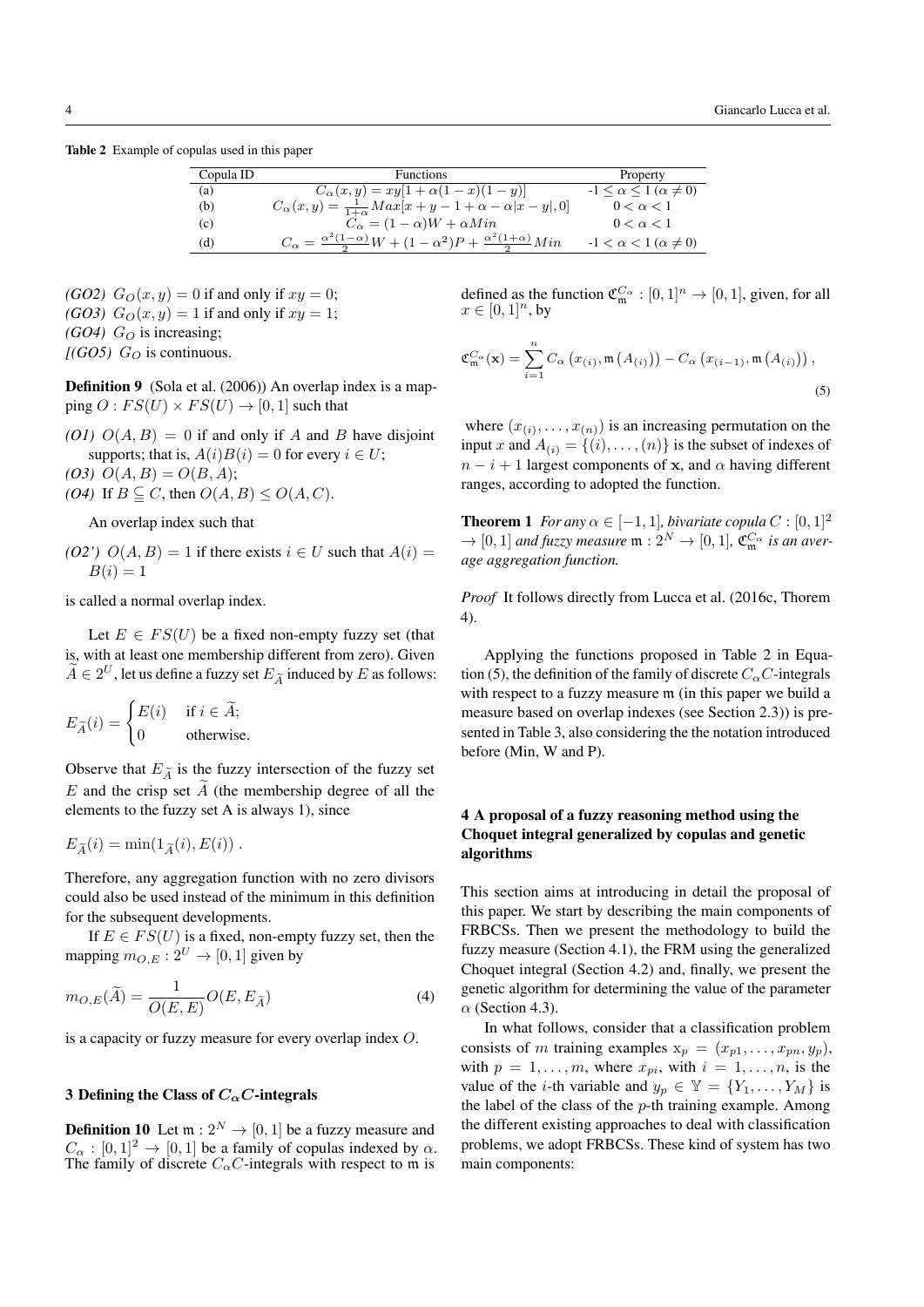**Table 2** Example of copulas used in this paper

| Copula ID | Functions | Property |
|---|---|---|
| (a) | $C_\alpha(x,y) = xy[1+\alpha(1-x)(1-y)]$ | -1 $\leq \alpha \leq$ 1 ($\alpha \neq 0$) |
| (b) | $C_\alpha(x,y) = \frac{1}{1+\alpha} Max[x+y-1+\alpha-\alpha\|x-y\|, 0]$ | $0 < \alpha < 1$ |
| (c) | $C_\alpha = (1-\alpha)W + \alpha Min$ | $0 < \alpha < 1$ |
| (d) | $C_\alpha = \frac{\alpha^2(1-\alpha)}{2} W + (1-\alpha^2)P + \frac{\alpha^2(1+\alpha)}{2} Min$ | -1 $< \alpha <$ 1 ($\alpha \neq 0$) |

*(GO2)* $G_O(x,y) = 0$ if and only if $xy = 0$;
*(GO3)* $G_O(x,y) = 1$ if and only if $xy = 1$;
*(GO4)* $G_O$ is increasing;
*[(GO5)* $G_O$ is continuous.

**Definition 9** (Sola et al. (2006)) An overlap index is a mapping $O : FS(U) \times FS(U) \to [0,1]$ such that

*(O1)* $O(A,B) = 0$ if and only if $A$ and $B$ have disjoint supports; that is, $A(i)B(i) = 0$ for every $i \in U$;
*(O3)* $O(A,B) = O(B,A)$;
*(O4)* If $B \subseteq C$, then $O(A,B) \leq O(A,C)$.

An overlap index such that

*(O2')* $O(A,B) = 1$ if there exists $i \in U$ such that $A(i) = B(i) = 1$

is called a normal overlap index.

Let $E \in FS(U)$ be a fixed non-empty fuzzy set (that is, with at least one membership different from zero). Given $\widetilde{A} \in 2^U$, let us define a fuzzy set $E_{\widetilde{A}}$ induced by $E$ as follows:

$$E_{\widetilde{A}}(i) = \begin{cases} E(i) & \text{if } i \in \widetilde{A}; \\ 0 & \text{otherwise.} \end{cases}$$

Observe that $E_{\widetilde{A}}$ is the fuzzy intersection of the fuzzy set $E$ and the crisp set $\widetilde{A}$ (the membership degree of all the elements to the fuzzy set A is always 1), since

$$E_{\widetilde{A}}(i) = \min(1_{\widetilde{A}}(i), E(i)) \,.$$

Therefore, any aggregation function with no zero divisors could also be used instead of the minimum in this definition for the subsequent developments.

If $E \in FS(U)$ is a fixed, non-empty fuzzy set, then the mapping $m_{O,E} : 2^U \to [0,1]$ given by

$$m_{O,E}(\widetilde{A}) = \frac{1}{O(E,E)} O(E, E_{\widetilde{A}}) \tag{4}$$

is a capacity or fuzzy measure for every overlap index $O$.

### 3 Defining the Class of $C_\alpha C$-integrals

**Definition 10** Let $\mathfrak{m} : 2^N \to [0,1]$ be a fuzzy measure and $C_\alpha : [0,1]^2 \to [0,1]$ be a family of copulas indexed by $\alpha$. The family of discrete $C_\alpha C$-integrals with respect to $\mathfrak{m}$ is defined as the function $\mathfrak{C}_{\mathfrak{m}}^{C_\alpha} : [0,1]^n \to [0,1]$, given, for all $x \in [0,1]^n$, by

$$\mathfrak{C}_{\mathfrak{m}}^{C_\alpha}(\mathbf{x}) = \sum_{i=1}^{n} C_\alpha\left(x_{(i)}, \mathfrak{m}\left(A_{(i)}\right)\right) - C_\alpha\left(x_{(i-1)}, \mathfrak{m}\left(A_{(i)}\right)\right), \tag{5}$$

where $(x_{(i)}, \ldots, x_{(n)})$ is an increasing permutation on the input $x$ and $A_{(i)} = \{(i), \ldots, (n)\}$ is the subset of indexes of $n - i + 1$ largest components of $\mathbf{x}$, and $\alpha$ having different ranges, according to adopted the function.

**Theorem 1** *For any $\alpha \in [-1,1]$, bivariate copula $C : [0,1]^2 \to [0,1]$ and fuzzy measure $\mathfrak{m} : 2^N \to [0,1]$, $\mathfrak{C}_{\mathfrak{m}}^{C_\alpha}$ is an average aggregation function.*

*Proof* It follows directly from Lucca et al. (2016c, Thorem 4).

Applying the functions proposed in Table 2 in Equation (5), the definition of the family of discrete $C_\alpha C$-integrals with respect to a fuzzy measure $\mathfrak{m}$ (in this paper we build a measure based on overlap indexes (see Section 2.3)) is presented in Table 3, also considering the the notation introduced before (Min, W and P).

### 4 A proposal of a fuzzy reasoning method using the Choquet integral generalized by copulas and genetic algorithms

This section aims at introducing in detail the proposal of this paper. We start by describing the main components of FRBCSs. Then we present the methodology to build the fuzzy measure (Section 4.1), the FRM using the generalized Choquet integral (Section 4.2) and, finally, we present the genetic algorithm for determining the value of the parameter $\alpha$ (Section 4.3).

In what follows, consider that a classification problem consists of $m$ training examples $\mathrm{x}_p = (x_{p1}, \ldots, x_{pn}, y_p)$, with $p = 1, \ldots, m$, where $x_{pi}$, with $i = 1, \ldots, n$, is the value of the $i$-th variable and $y_p \in \mathbb{Y} = \{Y_1, \ldots, Y_M\}$ is the label of the class of the $p$-th training example. Among the different existing approaches to deal with classification problems, we adopt FRBCSs. These kind of system has two main components: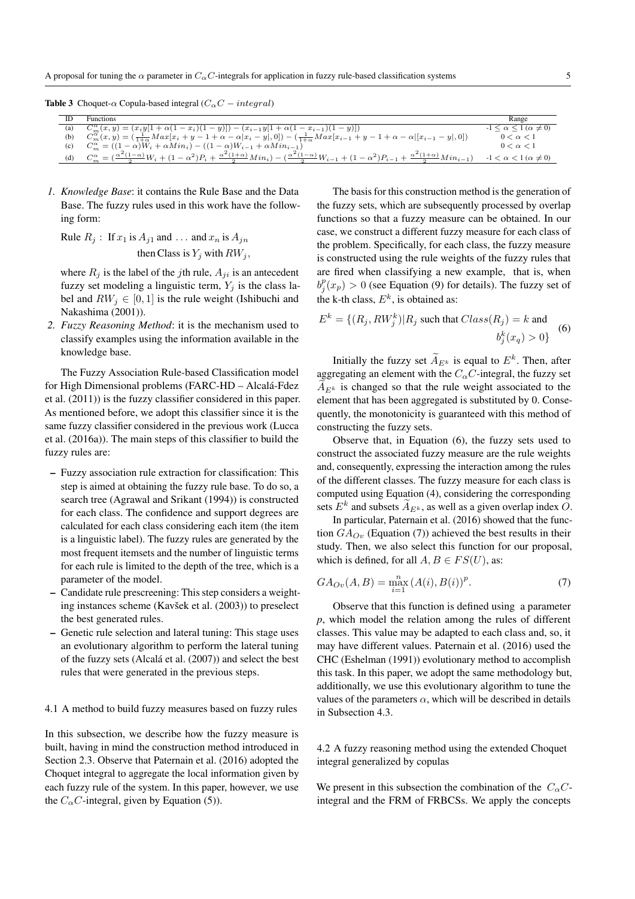**Table 3** Choquet-$\alpha$ Copula-based integral ($C_\alpha C-integral$)

| ID | Functions | Range |
|---|---|---|
| (a) | $C_m^\alpha(x,y) = (x_i y[1+\alpha(1-x_i)(1-y)]) - (x_{i-1}y[1+\alpha(1-x_{i-1})(1-y)])$ | $-1 \leq \alpha \leq 1\ (\alpha \neq 0)$ |
| (b) | $C_m^\alpha(x,y) = (\frac{1}{1+\alpha}Max[x_i+y-1+\alpha-\alpha\|x_i-y\|,0]) - (\frac{1}{1+\alpha}Max[x_{i-1}+y-1+\alpha-\alpha\|[x_{i-1}-y\|,0])$ | $0 < \alpha < 1$ |
| (c) | $C_m^\alpha = ((1-\alpha)W_i + \alpha Min_i) - ((1-\alpha)W_{i-1} + \alpha Min_{i-1})$ | $0 < \alpha < 1$ |
| (d) | $C_m^\alpha = (\frac{\alpha^2(1-\alpha)}{2}W_i + (1-\alpha^2)P_i + \frac{\alpha^2(1+\alpha)}{2}Min_i) - (\frac{\alpha^2(1-\alpha)}{2}W_{i-1} + (1-\alpha^2)P_{i-1} + \frac{\alpha^2(1+\alpha)}{2}Min_{i-1})$ | $-1 < \alpha < 1\ (\alpha \neq 0)$ |

1. *Knowledge Base*: it contains the Rule Base and the Data Base. The fuzzy rules used in this work have the following form:

$$\text{Rule } R_j : \text{ If } x_1 \text{ is } A_{j1} \text{ and } \ldots \text{ and } x_n \text{ is } A_{jn} \text{ then Class is } Y_j \text{ with } RW_j,$$

where $R_j$ is the label of the $j$th rule, $A_{ji}$ is an antecedent fuzzy set modeling a linguistic term, $Y_j$ is the class label and $RW_j \in [0,1]$ is the rule weight (Ishibuchi and Nakashima (2001)).

2. *Fuzzy Reasoning Method*: it is the mechanism used to classify examples using the information available in the knowledge base.

The Fuzzy Association Rule-based Classification model for High Dimensional problems (FARC-HD – Alcalá-Fdez et al. (2011)) is the fuzzy classifier considered in this paper. As mentioned before, we adopt this classifier since it is the same fuzzy classifier considered in the previous work (Lucca et al. (2016a)). The main steps of this classifier to build the fuzzy rules are:

- Fuzzy association rule extraction for classification: This step is aimed at obtaining the fuzzy rule base. To do so, a search tree (Agrawal and Srikant (1994)) is constructed for each class. The confidence and support degrees are calculated for each class considering each item (the item is a linguistic label). The fuzzy rules are generated by the most frequent itemsets and the number of linguistic terms for each rule is limited to the depth of the tree, which is a parameter of the model.
- Candidate rule prescreening: This step considers a weighting instances scheme (Kavšek et al. (2003)) to preselect the best generated rules.
- Genetic rule selection and lateral tuning: This stage uses an evolutionary algorithm to perform the lateral tuning of the fuzzy sets (Alcalá et al. (2007)) and select the best rules that were generated in the previous steps.

### 4.1 A method to build fuzzy measures based on fuzzy rules

In this subsection, we describe how the fuzzy measure is built, having in mind the construction method introduced in Section 2.3. Observe that Paternain et al. (2016) adopted the Choquet integral to aggregate the local information given by each fuzzy rule of the system. In this paper, however, we use the $C_\alpha C$-integral, given by Equation (5)).

The basis for this construction method is the generation of the fuzzy sets, which are subsequently processed by overlap functions so that a fuzzy measure can be obtained. In our case, we construct a different fuzzy measure for each class of the problem. Specifically, for each class, the fuzzy measure is constructed using the rule weights of the fuzzy rules that are fired when classifying a new example, that is, when $b_j^p(x_p) > 0$ (see Equation (9) for details). The fuzzy set of the k-th class, $E^k$, is obtained as:

$$E^k = \{(R_j, RW_j^k) | R_j \text{ such that } Class(R_j) = k \text{ and } b_j^k(x_q) > 0\} \quad (6)$$

Initially the fuzzy set $\widetilde{A}_{E^k}$ is equal to $E^k$. Then, after aggregating an element with the $C_\alpha C$-integral, the fuzzy set $\widetilde{A}_{E^k}$ is changed so that the rule weight associated to the element that has been aggregated is substituted by 0. Consequently, the monotonicity is guaranteed with this method of constructing the fuzzy sets.

Observe that, in Equation (6), the fuzzy sets used to construct the associated fuzzy measure are the rule weights and, consequently, expressing the interaction among the rules of the different classes. The fuzzy measure for each class is computed using Equation (4), considering the corresponding sets $E^k$ and subsets $\widetilde{A}_{E^k}$, as well as a given overlap index $O$.

In particular, Paternain et al. (2016) showed that the function $GA_{Ov}$ (Equation (7)) achieved the best results in their study. Then, we also select this function for our proposal, which is defined, for all $A, B \in FS(U)$, as:

$$GA_{Ov}(A,B) = \max_{i=1}^{n}(A(i), B(i))^p. \quad (7)$$

Observe that this function is defined using a parameter $p$, which model the relation among the rules of different classes. This value may be adapted to each class and, so, it may have different values. Paternain et al. (2016) used the CHC (Eshelman (1991)) evolutionary method to accomplish this task. In this paper, we adopt the same methodology but, additionally, we use this evolutionary algorithm to tune the values of the parameters $\alpha$, which will be described in details in Subsection 4.3.

### 4.2 A fuzzy reasoning method using the extended Choquet integral generalized by copulas

We present in this subsection the combination of the $C_\alpha C$-integral and the FRM of FRBCSs. We apply the concepts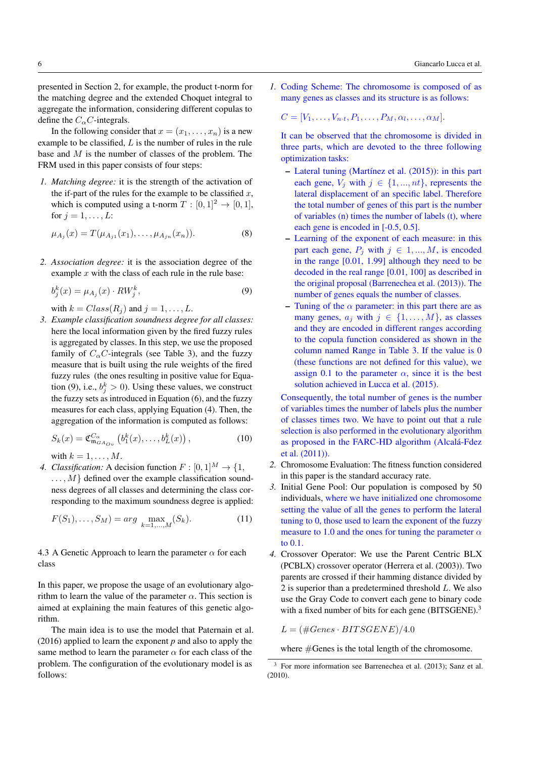presented in Section 2, for example, the product t-norm for the matching degree and the extended Choquet integral to aggregate the information, considering different copulas to define the $C_\alpha C$-integrals.

In the following consider that $x = (x_1, \ldots, x_n)$ is a new example to be classified, $L$ is the number of rules in the rule base and $M$ is the number of classes of the problem. The FRM used in this paper consists of four steps:

1. *Matching degree:* it is the strength of the activation of the if-part of the rules for the example to be classified $x$, which is computed using a t-norm $T : [0,1]^2 \to [0,1]$, for $j = 1, \ldots, L$:

$$\mu_{A_j}(x) = T(\mu_{A_{j1}}(x_1), \ldots, \mu_{A_{jn}}(x_n)). \quad (8)$$

2. *Association degree:* it is the association degree of the example $x$ with the class of each rule in the rule base:

$$b_j^k(x) = \mu_{A_j}(x) \cdot RW_j^k, \quad (9)$$

   with $k = Class(R_j)$ and $j = 1, \ldots, L$.

3. *Example classification soundness degree for all classes:* here the local information given by the fired fuzzy rules is aggregated by classes. In this step, we use the proposed family of $C_\alpha C$-integrals (see Table 3), and the fuzzy measure that is built using the rule weights of the fired fuzzy rules (the ones resulting in positive value for Equation (9), i.e., $b_j^k > 0$). Using these values, we construct the fuzzy sets as introduced in Equation (6), and the fuzzy measures for each class, applying Equation (4). Then, the aggregation of the information is computed as follows:

$$S_k(x) = \mathfrak{C}_{\mathfrak{m}_{GA_{Ov}}}^{C_\alpha}\left(b_1^k(x), \ldots, b_L^k(x)\right), \quad (10)$$

   with $k = 1, \ldots, M$.

4. *Classification:* A decision function $F : [0,1]^M \to \{1, \ldots, M\}$ defined over the example classification soundness degrees of all classes and determining the class corresponding to the maximum soundness degree is applied:

$$F(S_1), \ldots, S_M) = arg \max_{k=1,\ldots,M}(S_k). \quad (11)$$

### 4.3 A Genetic Approach to learn the parameter $\alpha$ for each class

In this paper, we propose the usage of an evolutionary algorithm to learn the value of the parameter $\alpha$. This section is aimed at explaining the main features of this genetic algorithm.

The main idea is to use the model that Paternain et al. (2016) applied to learn the exponent $p$ and also to apply the same method to learn the parameter $\alpha$ for each class of the problem. The configuration of the evolutionary model is as follows:

1. Coding Scheme: The chromosome is composed of as many genes as classes and its structure is as follows:

$$C = [V_1, \ldots, V_{n \cdot t}, P_1, \ldots, P_M, \alpha_l, \ldots, \alpha_M].$$

   It can be observed that the chromosome is divided in three parts, which are devoted to the three following optimization tasks:

   - Lateral tuning (Martínez et al. (2015)): in this part each gene, $V_j$ with $j \in \{1, ..., nt\}$, represents the lateral displacement of an specific label. Therefore the total number of genes of this part is the number of variables (n) times the number of labels (t), where each gene is encoded in [-0.5, 0.5].
   - Learning of the exponent of each measure: in this part each gene, $P_j$ with $j \in 1, ..., M$, is encoded in the range [0.01, 1.99] although they need to be decoded in the real range [0.01, 100] as described in the original proposal (Barrenechea et al. (2013)). The number of genes equals the number of classes.
   - Tuning of the $\alpha$ parameter: in this part there are as many genes, $a_j$ with $j \in \{1, \ldots, M\}$, as classes and they are encoded in different ranges according to the copula function considered as shown in the column named Range in Table 3. If the value is 0 (these functions are not defined for this value), we assign 0.1 to the parameter $\alpha$, since it is the best solution achieved in Lucca et al. (2015).

   Consequently, the total number of genes is the number of variables times the number of labels plus the number of classes times two. We have to point out that a rule selection is also performed in the evolutionary algorithm as proposed in the FARC-HD algorithm (Alcalá-Fdez et al. (2011)).

2. Chromosome Evaluation: The fitness function considered in this paper is the standard accuracy rate.
3. Initial Gene Pool: Our population is composed by 50 individuals, where we have initialized one chromosome setting the value of all the genes to perform the lateral tuning to 0, those used to learn the exponent of the fuzzy measure to 1.0 and the ones for tuning the parameter $\alpha$ to 0.1.
4. Crossover Operator: We use the Parent Centric BLX (PCBLX) crossover operator (Herrera et al. (2003)). Two parents are crossed if their hamming distance divided by 2 is superior than a predetermined threshold $L$. We also use the Gray Code to convert each gene to binary code with a fixed number of bits for each gene (BITSGENE).[3]

$$L = (\#Genes \cdot BITSGENE)/4.0$$

   where #Genes is the total length of the chromosome.

[3] For more information see Barrenechea et al. (2013); Sanz et al. (2010).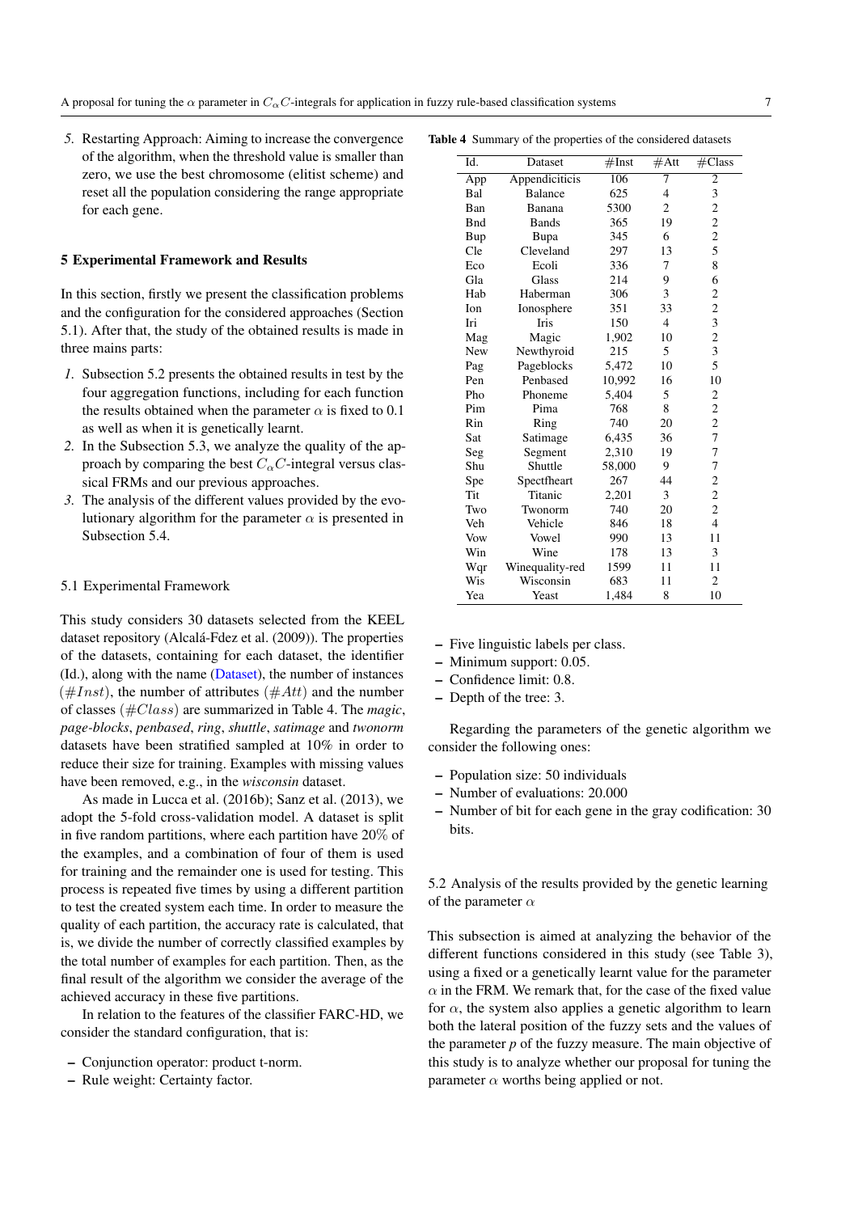5. Restarting Approach: Aiming to increase the convergence of the algorithm, when the threshold value is smaller than zero, we use the best chromosome (elitist scheme) and reset all the population considering the range appropriate for each gene.

## 5 Experimental Framework and Results

In this section, firstly we present the classification problems and the configuration for the considered approaches (Section 5.1). After that, the study of the obtained results is made in three mains parts:

1. Subsection 5.2 presents the obtained results in test by the four aggregation functions, including for each function the results obtained when the parameter $\alpha$ is fixed to 0.1 as well as when it is genetically learnt.
2. In the Subsection 5.3, we analyze the quality of the approach by comparing the best $C_\alpha C$-integral versus classical FRMs and our previous approaches.
3. The analysis of the different values provided by the evolutionary algorithm for the parameter $\alpha$ is presented in Subsection 5.4.

### 5.1 Experimental Framework

This study considers 30 datasets selected from the KEEL dataset repository (Alcalá-Fdez et al. (2009)). The properties of the datasets, containing for each dataset, the identifier (Id.), along with the name (Dataset), the number of instances ($\#Inst$), the number of attributes ($\#Att$) and the number of classes ($\#Class$) are summarized in Table 4. The *magic*, *page-blocks*, *penbased*, *ring*, *shuttle*, *satimage* and *twonorm* datasets have been stratified sampled at 10% in order to reduce their size for training. Examples with missing values have been removed, e.g., in the *wisconsin* dataset.

As made in Lucca et al. (2016b); Sanz et al. (2013), we adopt the 5-fold cross-validation model. A dataset is split in five random partitions, where each partition have 20% of the examples, and a combination of four of them is used for training and the remainder one is used for testing. This process is repeated five times by using a different partition to test the created system each time. In order to measure the quality of each partition, the accuracy rate is calculated, that is, we divide the number of correctly classified examples by the total number of examples for each partition. Then, as the final result of the algorithm we consider the average of the achieved accuracy in these five partitions.

In relation to the features of the classifier FARC-HD, we consider the standard configuration, that is:

- Conjunction operator: product t-norm.
- Rule weight: Certainty factor.
- Five linguistic labels per class.
- Minimum support: 0.05.
- Confidence limit: 0.8.
- Depth of the tree: 3.

Regarding the parameters of the genetic algorithm we consider the following ones:

- Population size: 50 individuals
- Number of evaluations: 20.000
- Number of bit for each gene in the gray codification: 30 bits.

**Table 4** Summary of the properties of the considered datasets

| Id. | Dataset | #Inst | #Att | #Class |
|---|---|---|---|---|
| App | Appendiciticis | 106 | 7 | 2 |
| Bal | Balance | 625 | 4 | 3 |
| Ban | Banana | 5300 | 2 | 2 |
| Bnd | Bands | 365 | 19 | 2 |
| Bup | Bupa | 345 | 6 | 2 |
| Cle | Cleveland | 297 | 13 | 5 |
| Eco | Ecoli | 336 | 7 | 8 |
| Gla | Glass | 214 | 9 | 6 |
| Hab | Haberman | 306 | 3 | 2 |
| Ion | Ionosphere | 351 | 33 | 2 |
| Iri | Iris | 150 | 4 | 3 |
| Mag | Magic | 1,902 | 10 | 2 |
| New | Newthyroid | 215 | 5 | 3 |
| Pag | Pageblocks | 5,472 | 10 | 5 |
| Pen | Penbased | 10,992 | 16 | 10 |
| Pho | Phoneme | 5,404 | 5 | 2 |
| Pim | Pima | 768 | 8 | 2 |
| Rin | Ring | 740 | 20 | 2 |
| Sat | Satimage | 6,435 | 36 | 7 |
| Seg | Segment | 2,310 | 19 | 7 |
| Shu | Shuttle | 58,000 | 9 | 7 |
| Spe | Spectfheart | 267 | 44 | 2 |
| Tit | Titanic | 2,201 | 3 | 2 |
| Two | Twonorm | 740 | 20 | 2 |
| Veh | Vehicle | 846 | 18 | 4 |
| Vow | Vowel | 990 | 13 | 11 |
| Win | Wine | 178 | 13 | 3 |
| Wqr | Winequality-red | 1599 | 11 | 11 |
| Wis | Wisconsin | 683 | 11 | 2 |
| Yea | Yeast | 1,484 | 8 | 10 |

### 5.2 Analysis of the results provided by the genetic learning of the parameter $\alpha$

This subsection is aimed at analyzing the behavior of the different functions considered in this study (see Table 3), using a fixed or a genetically learnt value for the parameter $\alpha$ in the FRM. We remark that, for the case of the fixed value for $\alpha$, the system also applies a genetic algorithm to learn both the lateral position of the fuzzy sets and the values of the parameter $p$ of the fuzzy measure. The main objective of this study is to analyze whether our proposal for tuning the parameter $\alpha$ worths being applied or not.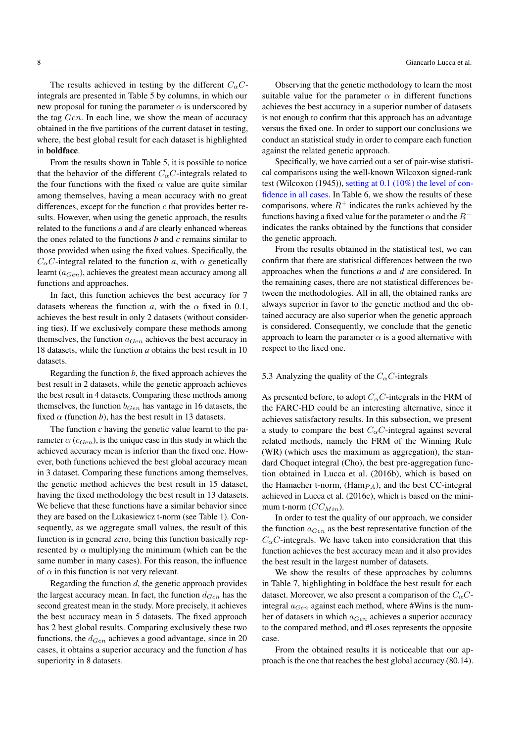The results achieved in testing by the different $C_\alpha C$-integrals are presented in Table 5 by columns, in which our new proposal for tuning the parameter $\alpha$ is underscored by the tag $Gen$. In each line, we show the mean of accuracy obtained in the five partitions of the current dataset in testing, where, the best global result for each dataset is highlighted in **boldface**.

From the results shown in Table 5, it is possible to notice that the behavior of the different $C_\alpha C$-integrals related to the four functions with the fixed $\alpha$ value are quite similar among themselves, having a mean accuracy with no great differences, except for the function *c* that provides better results. However, when using the genetic approach, the results related to the functions *a* and *d* are clearly enhanced whereas the ones related to the functions *b* and *c* remains similar to those provided when using the fixed values. Specifically, the $C_\alpha C$-integral related to the function *a*, with $\alpha$ genetically learnt ($a_{Gen}$), achieves the greatest mean accuracy among all functions and approaches.

In fact, this function achieves the best accuracy for 7 datasets whereas the function *a*, with the $\alpha$ fixed in 0.1, achieves the best result in only 2 datasets (without considering ties). If we exclusively compare these methods among themselves, the function $a_{Gen}$ achieves the best accuracy in 18 datasets, while the function *a* obtains the best result in 10 datasets.

Regarding the function *b*, the fixed approach achieves the best result in 2 datasets, while the genetic approach achieves the best result in 4 datasets. Comparing these methods among themselves, the function $b_{Gen}$ has vantage in 16 datasets, the fixed $\alpha$ (function *b*), has the best result in 13 datasets.

The function *c* having the genetic value learnt to the parameter $\alpha$ ($c_{Gen}$), is the unique case in this study in which the achieved accuracy mean is inferior than the fixed one. However, both functions achieved the best global accuracy mean in 3 dataset. Comparing these functions among themselves, the genetic method achieves the best result in 15 dataset, having the fixed methodology the best result in 13 datasets. We believe that these functions have a similar behavior since they are based on the Lukasiewicz t-norm (see Table 1). Consequently, as we aggregate small values, the result of this function is in general zero, being this function basically represented by $\alpha$ multiplying the minimum (which can be the same number in many cases). For this reason, the influence of $\alpha$ in this function is not very relevant.

Regarding the function *d*, the genetic approach provides the largest accuracy mean. In fact, the function $d_{Gen}$ has the second greatest mean in the study. More precisely, it achieves the best accuracy mean in 5 datasets. The fixed approach has 2 best global results. Comparing exclusively these two functions, the $d_{Gen}$ achieves a good advantage, since in 20 cases, it obtains a superior accuracy and the function *d* has superiority in 8 datasets.

Observing that the genetic methodology to learn the most suitable value for the parameter $\alpha$ in different functions achieves the best accuracy in a superior number of datasets is not enough to confirm that this approach has an advantage versus the fixed one. In order to support our conclusions we conduct an statistical study in order to compare each function against the related genetic approach.

Specifically, we have carried out a set of pair-wise statistical comparisons using the well-known Wilcoxon signed-rank test (Wilcoxon (1945)), setting at 0.1 (10%) the level of confidence in all cases. In Table 6, we show the results of these comparisons, where $R^+$ indicates the ranks achieved by the functions having a fixed value for the parameter $\alpha$ and the $R^-$ indicates the ranks obtained by the functions that consider the genetic approach.

From the results obtained in the statistical test, we can confirm that there are statistical differences between the two approaches when the functions *a* and *d* are considered. In the remaining cases, there are not statistical differences between the methodologies. All in all, the obtained ranks are always superior in favor to the genetic method and the obtained accuracy are also superior when the genetic approach is considered. Consequently, we conclude that the genetic approach to learn the parameter $\alpha$ is a good alternative with respect to the fixed one.

### 5.3 Analyzing the quality of the $C_\alpha C$-integrals

As presented before, to adopt $C_\alpha C$-integrals in the FRM of the FARC-HD could be an interesting alternative, since it achieves satisfactory results. In this subsection, we present a study to compare the best $C_\alpha C$-integral against several related methods, namely the FRM of the Winning Rule (WR) (which uses the maximum as aggregation), the standard Choquet integral (Cho), the best pre-aggregation function obtained in Lucca et al. (2016b), which is based on the Hamacher t-norm, ($\text{Ham}_{PA}$), and the best CC-integral achieved in Lucca et al. (2016c), which is based on the minimum t-norm ($CC_{Min}$).

In order to test the quality of our approach, we consider the function $a_{Gen}$ as the best representative function of the $C_\alpha C$-integrals. We have taken into consideration that this function achieves the best accuracy mean and it also provides the best result in the largest number of datasets.

We show the results of these approaches by columns in Table 7, highlighting in boldface the best result for each dataset. Moreover, we also present a comparison of the $C_\alpha C$-integral $a_{Gen}$ against each method, where #Wins is the number of datasets in which $a_{Gen}$ achieves a superior accuracy to the compared method, and #Loses represents the opposite case.

From the obtained results it is noticeable that our approach is the one that reaches the best global accuracy (80.14).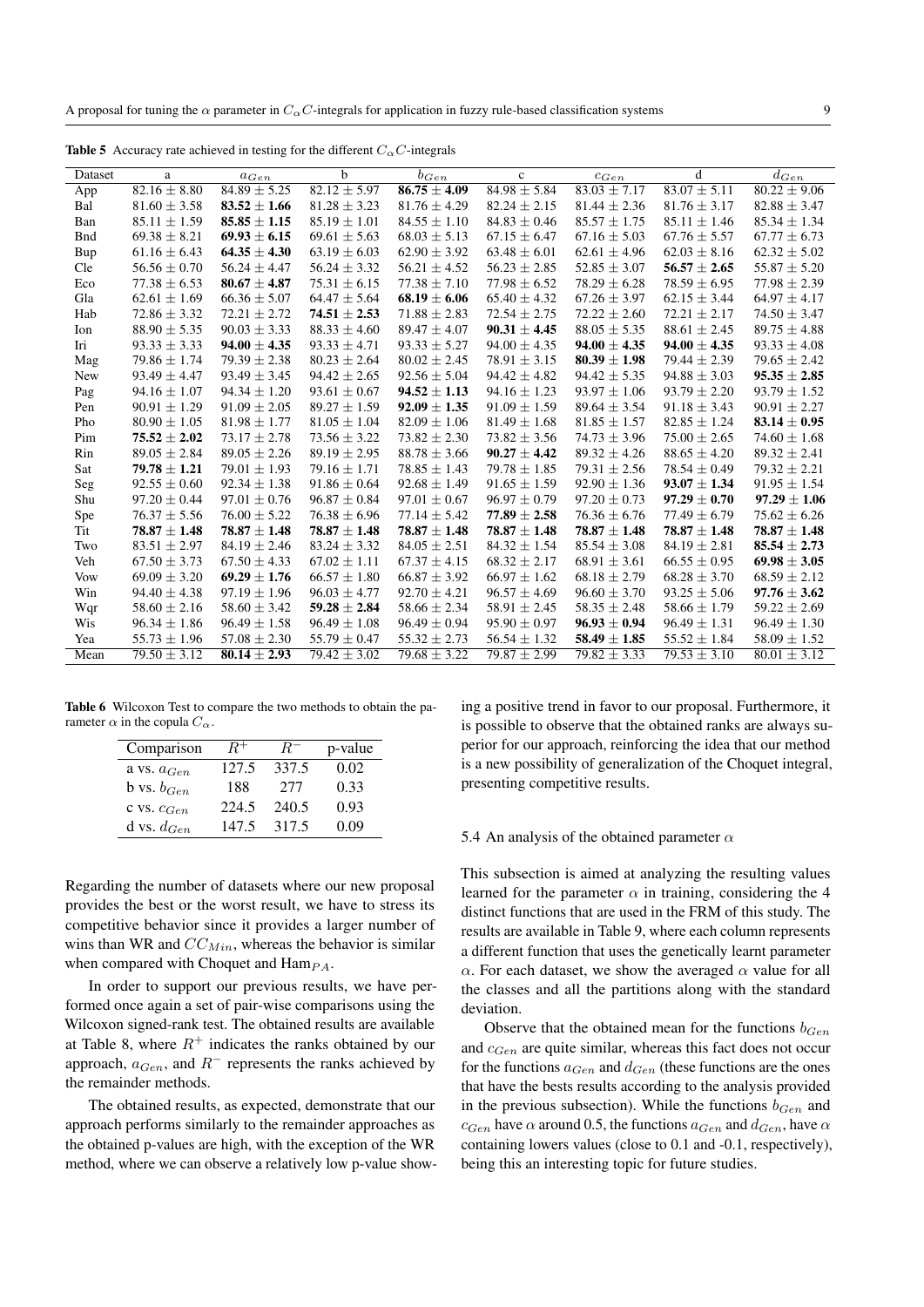**Table 5** Accuracy rate achieved in testing for the different $C_\alpha C$-integrals

| Dataset | a | $a_{Gen}$ | b | $b_{Gen}$ | c | $c_{Gen}$ | d | $d_{Gen}$ |
|---|---|---|---|---|---|---|---|---|
| App | $82.16 \pm 8.80$ | $84.89 \pm 5.25$ | $82.12 \pm 5.97$ | $\mathbf{86.75 \pm 4.09}$ | $84.98 \pm 5.84$ | $83.03 \pm 7.17$ | $83.07 \pm 5.11$ | $80.22 \pm 9.06$ |
| Bal | $81.60 \pm 3.58$ | $\mathbf{83.52 \pm 1.66}$ | $81.28 \pm 3.23$ | $81.76 \pm 4.29$ | $82.24 \pm 2.15$ | $81.44 \pm 2.36$ | $81.76 \pm 3.17$ | $82.88 \pm 3.47$ |
| Ban | $85.11 \pm 1.59$ | $\mathbf{85.85 \pm 1.15}$ | $85.19 \pm 1.01$ | $84.55 \pm 1.10$ | $84.83 \pm 0.46$ | $85.57 \pm 1.75$ | $85.11 \pm 1.46$ | $85.34 \pm 1.34$ |
| Bnd | $69.38 \pm 8.21$ | $\mathbf{69.93 \pm 6.15}$ | $69.61 \pm 5.63$ | $68.03 \pm 5.13$ | $67.15 \pm 6.47$ | $67.16 \pm 5.03$ | $67.76 \pm 5.57$ | $67.77 \pm 6.73$ |
| Bup | $61.16 \pm 6.43$ | $\mathbf{64.35 \pm 4.30}$ | $63.19 \pm 6.03$ | $62.90 \pm 3.92$ | $63.48 \pm 6.01$ | $62.61 \pm 4.96$ | $62.03 \pm 8.16$ | $62.32 \pm 5.02$ |
| Cle | $56.56 \pm 0.70$ | $56.24 \pm 4.47$ | $56.24 \pm 3.32$ | $56.21 \pm 4.52$ | $56.23 \pm 2.85$ | $52.85 \pm 3.07$ | $\mathbf{56.57 \pm 2.65}$ | $55.87 \pm 5.20$ |
| Eco | $77.38 \pm 6.53$ | $\mathbf{80.67 \pm 4.87}$ | $75.31 \pm 6.15$ | $77.38 \pm 7.10$ | $77.98 \pm 6.52$ | $78.29 \pm 6.28$ | $78.59 \pm 6.95$ | $77.98 \pm 2.39$ |
| Gla | $62.61 \pm 1.69$ | $66.36 \pm 5.07$ | $64.47 \pm 5.64$ | $\mathbf{68.19 \pm 6.06}$ | $65.40 \pm 4.32$ | $67.26 \pm 3.97$ | $62.15 \pm 3.44$ | $64.97 \pm 4.17$ |
| Hab | $72.86 \pm 3.32$ | $72.21 \pm 2.72$ | $\mathbf{74.51 \pm 2.53}$ | $71.88 \pm 2.83$ | $72.54 \pm 2.75$ | $72.22 \pm 2.60$ | $72.21 \pm 2.17$ | $74.50 \pm 3.47$ |
| Ion | $88.90 \pm 5.35$ | $90.03 \pm 3.33$ | $88.33 \pm 4.60$ | $89.47 \pm 4.07$ | $\mathbf{90.31 \pm 4.45}$ | $88.05 \pm 5.35$ | $88.61 \pm 2.45$ | $89.75 \pm 4.88$ |
| Iri | $93.33 \pm 3.33$ | $\mathbf{94.00 \pm 4.35}$ | $93.33 \pm 4.71$ | $93.33 \pm 5.27$ | $94.00 \pm 4.35$ | $\mathbf{94.00 \pm 4.35}$ | $\mathbf{94.00 \pm 4.35}$ | $93.33 \pm 4.08$ |
| Mag | $79.86 \pm 1.74$ | $79.39 \pm 2.38$ | $80.23 \pm 2.64$ | $80.02 \pm 2.45$ | $78.91 \pm 3.15$ | $\mathbf{80.39 \pm 1.98}$ | $79.44 \pm 2.39$ | $79.65 \pm 2.42$ |
| New | $93.49 \pm 4.47$ | $93.49 \pm 3.45$ | $94.42 \pm 2.65$ | $92.56 \pm 5.04$ | $94.42 \pm 4.82$ | $94.42 \pm 5.35$ | $94.88 \pm 3.03$ | $\mathbf{95.35 \pm 2.85}$ |
| Pag | $94.16 \pm 1.07$ | $94.34 \pm 1.20$ | $93.61 \pm 0.67$ | $\mathbf{94.52 \pm 1.13}$ | $94.16 \pm 1.23$ | $93.97 \pm 1.06$ | $93.79 \pm 2.20$ | $93.79 \pm 1.52$ |
| Pen | $90.91 \pm 1.29$ | $91.09 \pm 2.05$ | $89.27 \pm 1.59$ | $\mathbf{92.09 \pm 1.35}$ | $91.09 \pm 1.59$ | $89.64 \pm 3.54$ | $91.18 \pm 3.43$ | $90.91 \pm 2.27$ |
| Pho | $80.90 \pm 1.05$ | $81.98 \pm 1.77$ | $81.05 \pm 1.04$ | $82.09 \pm 1.06$ | $81.49 \pm 1.68$ | $81.85 \pm 1.57$ | $82.85 \pm 1.24$ | $\mathbf{83.14 \pm 0.95}$ |
| Pim | $\mathbf{75.52 \pm 2.02}$ | $73.17 \pm 2.78$ | $73.56 \pm 3.22$ | $73.82 \pm 2.30$ | $73.82 \pm 3.56$ | $74.73 \pm 3.96$ | $75.00 \pm 2.65$ | $74.60 \pm 1.68$ |
| Rin | $89.05 \pm 2.84$ | $89.05 \pm 2.26$ | $89.19 \pm 2.95$ | $88.78 \pm 3.66$ | $\mathbf{90.27 \pm 4.42}$ | $89.32 \pm 4.26$ | $88.65 \pm 4.20$ | $89.32 \pm 2.41$ |
| Sat | $\mathbf{79.78 \pm 1.21}$ | $79.01 \pm 1.93$ | $79.16 \pm 1.71$ | $78.85 \pm 1.43$ | $79.78 \pm 1.85$ | $79.31 \pm 2.56$ | $78.54 \pm 0.49$ | $79.32 \pm 2.21$ |
| Seg | $92.55 \pm 0.60$ | $92.34 \pm 1.38$ | $91.86 \pm 0.64$ | $92.68 \pm 1.49$ | $91.65 \pm 1.59$ | $92.90 \pm 1.36$ | $\mathbf{93.07 \pm 1.34}$ | $91.95 \pm 1.54$ |
| Shu | $97.20 \pm 0.44$ | $97.01 \pm 0.76$ | $96.87 \pm 0.84$ | $97.01 \pm 0.67$ | $96.97 \pm 0.79$ | $97.20 \pm 0.73$ | $\mathbf{97.29 \pm 0.70}$ | $\mathbf{97.29 \pm 1.06}$ |
| Spe | $76.37 \pm 5.56$ | $76.00 \pm 5.22$ | $76.38 \pm 6.96$ | $77.14 \pm 5.42$ | $\mathbf{77.89 \pm 2.58}$ | $76.36 \pm 6.76$ | $77.49 \pm 6.79$ | $75.62 \pm 6.26$ |
| Tit | $\mathbf{78.87 \pm 1.48}$ | $\mathbf{78.87 \pm 1.48}$ | $\mathbf{78.87 \pm 1.48}$ | $\mathbf{78.87 \pm 1.48}$ | $\mathbf{78.87 \pm 1.48}$ | $\mathbf{78.87 \pm 1.48}$ | $\mathbf{78.87 \pm 1.48}$ | $\mathbf{78.87 \pm 1.48}$ |
| Two | $83.51 \pm 2.97$ | $84.19 \pm 2.46$ | $83.24 \pm 3.32$ | $84.05 \pm 2.51$ | $84.32 \pm 1.54$ | $85.54 \pm 3.08$ | $84.19 \pm 2.81$ | $\mathbf{85.54 \pm 2.73}$ |
| Veh | $67.50 \pm 3.73$ | $67.50 \pm 4.33$ | $67.02 \pm 1.11$ | $67.37 \pm 4.15$ | $68.32 \pm 2.17$ | $68.91 \pm 3.61$ | $66.55 \pm 0.95$ | $\mathbf{69.98 \pm 3.05}$ |
| Vow | $69.09 \pm 3.20$ | $\mathbf{69.29 \pm 1.76}$ | $66.57 \pm 1.80$ | $66.87 \pm 3.92$ | $66.97 \pm 1.62$ | $68.18 \pm 2.79$ | $68.28 \pm 3.70$ | $68.59 \pm 2.12$ |
| Win | $94.40 \pm 4.38$ | $97.19 \pm 1.96$ | $96.03 \pm 4.77$ | $92.70 \pm 4.21$ | $96.57 \pm 4.69$ | $96.60 \pm 3.70$ | $93.25 \pm 5.06$ | $\mathbf{97.76 \pm 3.62}$ |
| Wqr | $58.60 \pm 2.16$ | $58.60 \pm 3.42$ | $\mathbf{59.28 \pm 2.84}$ | $58.66 \pm 2.34$ | $58.91 \pm 2.45$ | $58.35 \pm 2.48$ | $58.66 \pm 1.79$ | $59.22 \pm 2.69$ |
| Wis | $96.34 \pm 1.86$ | $96.49 \pm 1.58$ | $96.49 \pm 1.08$ | $96.49 \pm 0.94$ | $95.90 \pm 0.97$ | $\mathbf{96.93 \pm 0.94}$ | $96.49 \pm 1.31$ | $96.49 \pm 1.30$ |
| Yea | $55.73 \pm 1.96$ | $57.08 \pm 2.30$ | $55.79 \pm 0.47$ | $55.32 \pm 2.73$ | $56.54 \pm 1.32$ | $\mathbf{58.49 \pm 1.85}$ | $55.52 \pm 1.84$ | $58.09 \pm 1.52$ |
| Mean | $79.50 \pm 3.12$ | $\mathbf{80.14 \pm 2.93}$ | $79.42 \pm 3.02$ | $79.68 \pm 3.22$ | $79.87 \pm 2.99$ | $79.82 \pm 3.33$ | $79.53 \pm 3.10$ | $80.01 \pm 3.12$ |

**Table 6** Wilcoxon Test to compare the two methods to obtain the parameter $\alpha$ in the copula $C_\alpha$.

| Comparison | $R^+$ | $R^-$ | p-value |
|---|---|---|---|
| a vs. $a_{Gen}$ | 127.5 | 337.5 | 0.02 |
| b vs. $b_{Gen}$ | 188 | 277 | 0.33 |
| c vs. $c_{Gen}$ | 224.5 | 240.5 | 0.93 |
| d vs. $d_{Gen}$ | 147.5 | 317.5 | 0.09 |

Regarding the number of datasets where our new proposal provides the best or the worst result, we have to stress its competitive behavior since it provides a larger number of wins than WR and $CC_{Min}$, whereas the behavior is similar when compared with Choquet and Ham$_{PA}$.

In order to support our previous results, we have performed once again a set of pair-wise comparisons using the Wilcoxon signed-rank test. The obtained results are available at Table 8, where $R^+$ indicates the ranks obtained by our approach, $a_{Gen}$, and $R^-$ represents the ranks achieved by the remainder methods.

The obtained results, as expected, demonstrate that our approach performs similarly to the remainder approaches as the obtained p-values are high, with the exception of the WR method, where we can observe a relatively low p-value showing a positive trend in favor to our proposal. Furthermore, it is possible to observe that the obtained ranks are always superior for our approach, reinforcing the idea that our method is a new possibility of generalization of the Choquet integral, presenting competitive results.

### 5.4 An analysis of the obtained parameter $\alpha$

This subsection is aimed at analyzing the resulting values learned for the parameter $\alpha$ in training, considering the 4 distinct functions that are used in the FRM of this study. The results are available in Table 9, where each column represents a different function that uses the genetically learnt parameter $\alpha$. For each dataset, we show the averaged $\alpha$ value for all the classes and all the partitions along with the standard deviation.

Observe that the obtained mean for the functions $b_{Gen}$ and $c_{Gen}$ are quite similar, whereas this fact does not occur for the functions $a_{Gen}$ and $d_{Gen}$ (these functions are the ones that have the bests results according to the analysis provided in the previous subsection). While the functions $b_{Gen}$ and $c_{Gen}$ have $\alpha$ around 0.5, the functions $a_{Gen}$ and $d_{Gen}$, have $\alpha$ containing lowers values (close to 0.1 and -0.1, respectively), being this an interesting topic for future studies.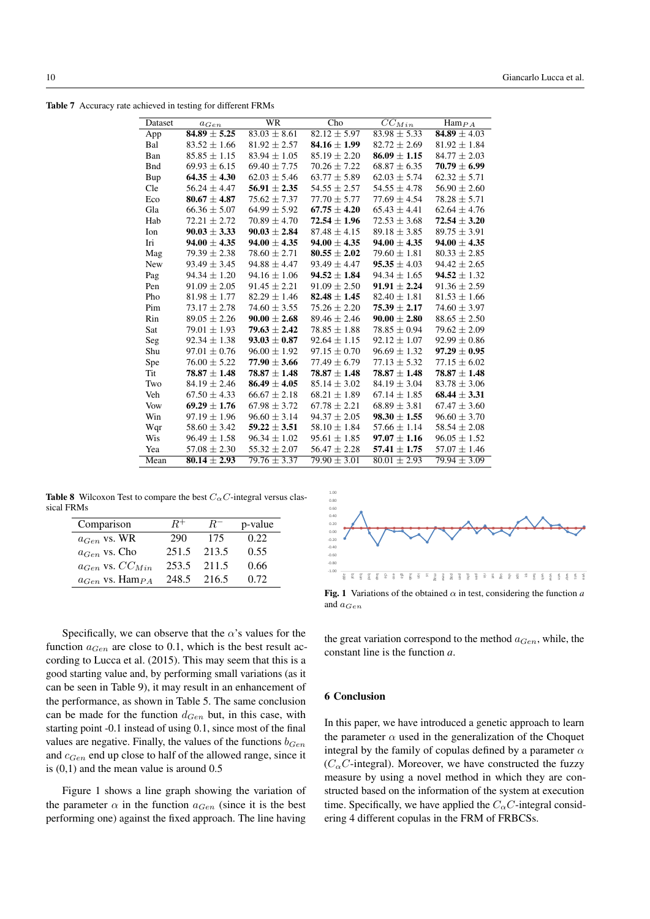**Table 7** Accuracy rate achieved in testing for different FRMs

| Dataset | $a_{Gen}$ | WR | Cho | $CC_{Min}$ | Ham$_{PA}$ |
|---|---|---|---|---|---|
| App | **84.89** ± **5.25** | 83.03 ± 8.61 | 82.12 ± 5.97 | 83.98 ± 5.33 | **84.89** ± 4.03 |
| Bal | 83.52 ± 1.66 | 81.92 ± 2.57 | **84.16** ± **1.99** | 82.72 ± 2.69 | 81.92 ± 1.84 |
| Ban | 85.85 ± 1.15 | 83.94 ± 1.05 | 85.19 ± 2.20 | **86.09** ± **1.15** | 84.77 ± 2.03 |
| Bnd | 69.93 ± 6.15 | 69.40 ± 7.75 | 70.26 ± 7.22 | 68.87 ± 6.35 | **70.79** ± **6.99** |
| Bup | **64.35** ± **4.30** | 62.03 ± 5.46 | 63.77 ± 5.89 | 62.03 ± 5.74 | 62.32 ± 5.71 |
| Cle | 56.24 ± 4.47 | **56.91** ± **2.35** | 54.55 ± 2.57 | 54.55 ± 4.78 | 56.90 ± 2.60 |
| Eco | **80.67** ± **4.87** | 75.62 ± 7.37 | 77.70 ± 5.77 | 77.69 ± 4.54 | 78.28 ± 5.71 |
| Gla | 66.36 ± 5.07 | 64.99 ± 5.92 | **67.75** ± **4.20** | 65.43 ± 4.41 | 62.64 ± 4.76 |
| Hab | 72.21 ± 2.72 | 70.89 ± 4.70 | **72.54** ± **1.96** | 72.53 ± 3.68 | **72.54** ± **3.20** |
| Ion | **90.03** ± **3.33** | **90.03** ± **2.84** | 87.48 ± 4.15 | 89.18 ± 3.85 | 89.75 ± 3.91 |
| Iri | **94.00** ± **4.35** | **94.00** ± **4.35** | **94.00** ± **4.35** | **94.00** ± **4.35** | **94.00** ± **4.35** |
| Mag | 79.39 ± 2.38 | 78.60 ± 2.71 | **80.55** ± **2.02** | 79.60 ± 1.81 | 80.33 ± 2.85 |
| New | 93.49 ± 3.45 | 94.88 ± 4.47 | 93.49 ± 4.47 | **95.35** ± 4.03 | 94.42 ± 2.65 |
| Pag | 94.34 ± 1.20 | 94.16 ± 1.06 | **94.52** ± **1.84** | 94.34 ± 1.65 | **94.52** ± 1.32 |
| Pen | 91.09 ± 2.05 | 91.45 ± 2.21 | 91.09 ± 2.50 | **91.91** ± **2.24** | 91.36 ± 2.59 |
| Pho | 81.98 ± 1.77 | 82.29 ± 1.46 | **82.48** ± **1.45** | 82.40 ± 1.81 | 81.53 ± 1.66 |
| Pim | 73.17 ± 2.78 | 74.60 ± 3.55 | 75.26 ± 2.20 | **75.39** ± **2.17** | 74.60 ± 3.97 |
| Rin | 89.05 ± 2.26 | **90.00** ± **2.68** | 89.46 ± 2.46 | **90.00** ± **2.80** | 88.65 ± 2.50 |
| Sat | 79.01 ± 1.93 | **79.63** ± **2.42** | 78.85 ± 1.88 | 78.85 ± 0.94 | 79.62 ± 2.09 |
| Seg | 92.34 ± 1.38 | **93.03** ± **0.87** | 92.64 ± 1.15 | 92.12 ± 1.07 | 92.99 ± 0.86 |
| Shu | 97.01 ± 0.76 | 96.00 ± 1.92 | 97.15 ± 0.70 | 96.69 ± 1.32 | **97.29** ± **0.95** |
| Spe | 76.00 ± 5.22 | **77.90** ± **3.66** | 77.49 ± 6.79 | 77.13 ± 5.32 | 77.15 ± 6.02 |
| Tit | **78.87** ± **1.48** | **78.87** ± **1.48** | **78.87** ± **1.48** | **78.87** ± **1.48** | **78.87** ± **1.48** |
| Two | 84.19 ± 2.46 | **86.49** ± **4.05** | 85.14 ± 3.02 | 84.19 ± 3.04 | 83.78 ± 3.06 |
| Veh | 67.50 ± 4.33 | 66.67 ± 2.18 | 68.21 ± 1.89 | 67.14 ± 1.85 | **68.44** ± **3.31** |
| Vow | **69.29** ± **1.76** | 67.98 ± 3.72 | 67.78 ± 2.21 | 68.89 ± 3.81 | 67.47 ± 3.60 |
| Win | 97.19 ± 1.96 | 96.60 ± 3.14 | 94.37 ± 2.05 | **98.30** ± **1.55** | 96.60 ± 3.70 |
| Wqr | 58.60 ± 3.42 | **59.22** ± **3.51** | 58.10 ± 1.84 | 57.66 ± 1.14 | 58.54 ± 2.08 |
| Wis | 96.49 ± 1.58 | 96.34 ± 1.02 | 95.61 ± 1.85 | **97.07** ± **1.16** | 96.05 ± 1.52 |
| Yea | 57.08 ± 2.30 | 55.32 ± 2.07 | 56.47 ± 2.28 | **57.41** ± **1.75** | 57.07 ± 1.46 |
| Mean | **80.14** ± **2.93** | 79.76 ± 3.37 | 79.90 ± 3.01 | 80.01 ± 2.93 | 79.94 ± 3.09 |

**Table 8** Wilcoxon Test to compare the best $C_\alpha C$-integral versus classical FRMs

| Comparison | $R^+$ | $R^-$ | p-value |
|---|---|---|---|
| $a_{Gen}$ vs. WR | 290 | 175 | 0.22 |
| $a_{Gen}$ vs. Cho | 251.5 | 213.5 | 0.55 |
| $a_{Gen}$ vs. $CC_{Min}$ | 253.5 | 211.5 | 0.66 |
| $a_{Gen}$ vs. Ham$_{PA}$ | 248.5 | 216.5 | 0.72 |

**Fig. 1** Variations of the obtained $\alpha$ in test, considering the function $a$ and $a_{Gen}$

Specifically, we can observe that the $\alpha$'s values for the function $a_{Gen}$ are close to 0.1, which is the best result according to Lucca et al. (2015). This may seem that this is a good starting value and, by performing small variations (as it can be seen in Table 9), it may result in an enhancement of the performance, as shown in Table 5. The same conclusion can be made for the function $d_{Gen}$ but, in this case, with starting point -0.1 instead of using 0.1, since most of the final values are negative. Finally, the values of the functions $b_{Gen}$ and $c_{Gen}$ end up close to half of the allowed range, since it is (0,1) and the mean value is around 0.5

Figure 1 shows a line graph showing the variation of the parameter $\alpha$ in the function $a_{Gen}$ (since it is the best performing one) against the fixed approach. The line having the great variation correspond to the method $a_{Gen}$, while, the constant line is the function $a$.

## 6 Conclusion

In this paper, we have introduced a genetic approach to learn the parameter $\alpha$ used in the generalization of the Choquet integral by the family of copulas defined by a parameter $\alpha$ ($C_\alpha C$-integral). Moreover, we have constructed the fuzzy measure by using a novel method in which they are constructed based on the information of the system at execution time. Specifically, we have applied the $C_\alpha C$-integral considering 4 different copulas in the FRM of FRBCSs.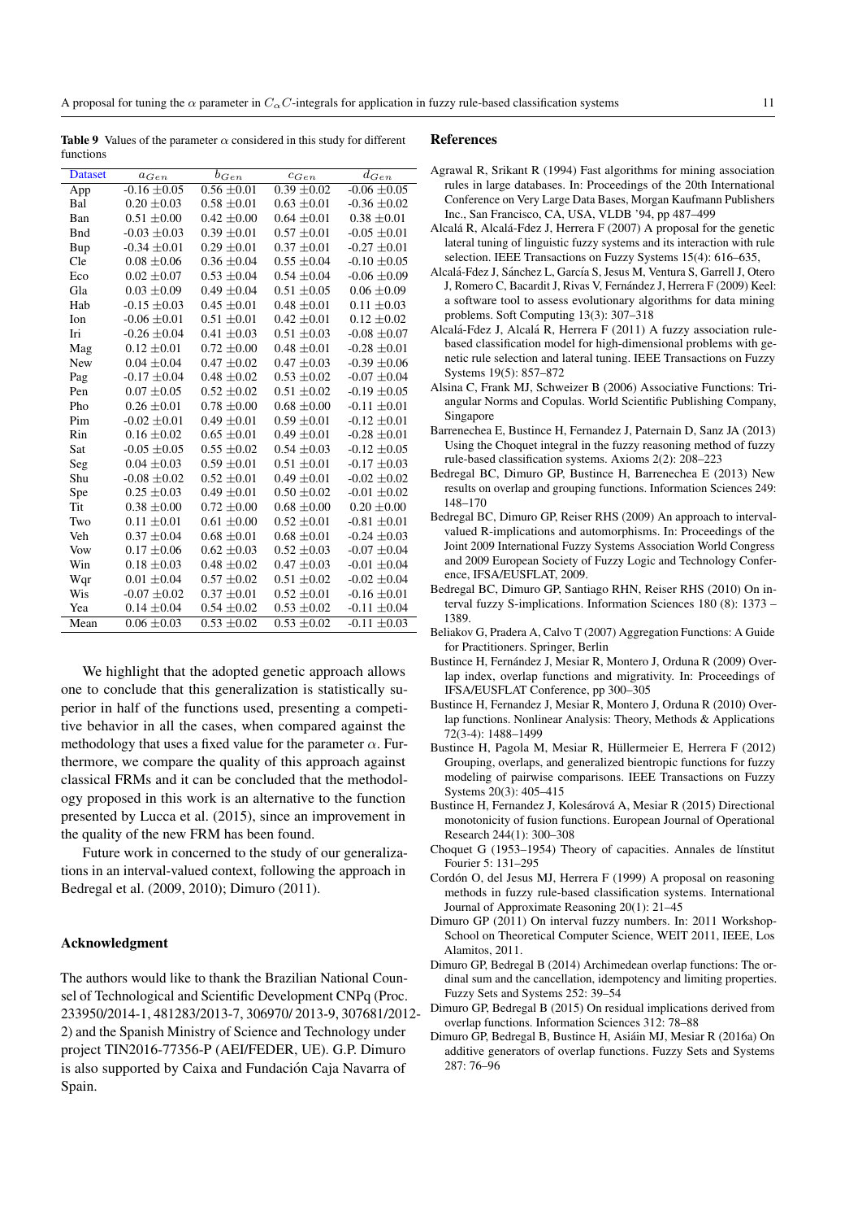**Table 9** Values of the parameter $\alpha$ considered in this study for different functions

| Dataset | $a_{Gen}$ | $b_{Gen}$ | $c_{Gen}$ | $d_{Gen}$ |
|---|---|---|---|---|
| App | -0.16 ±0.05 | 0.56 ±0.01 | 0.39 ±0.02 | -0.06 ±0.05 |
| Bal | 0.20 ±0.03 | 0.58 ±0.01 | 0.63 ±0.01 | -0.36 ±0.02 |
| Ban | 0.51 ±0.00 | 0.42 ±0.00 | 0.64 ±0.01 | 0.38 ±0.01 |
| Bnd | -0.03 ±0.03 | 0.39 ±0.01 | 0.57 ±0.01 | -0.05 ±0.01 |
| Bup | -0.34 ±0.01 | 0.29 ±0.01 | 0.37 ±0.01 | -0.27 ±0.01 |
| Cle | 0.08 ±0.06 | 0.36 ±0.04 | 0.55 ±0.04 | -0.10 ±0.05 |
| Eco | 0.02 ±0.07 | 0.53 ±0.04 | 0.54 ±0.04 | -0.06 ±0.09 |
| Gla | 0.03 ±0.09 | 0.49 ±0.04 | 0.51 ±0.05 | 0.06 ±0.09 |
| Hab | -0.15 ±0.03 | 0.45 ±0.01 | 0.48 ±0.01 | 0.11 ±0.03 |
| Ion | -0.06 ±0.01 | 0.51 ±0.01 | 0.42 ±0.01 | 0.12 ±0.02 |
| Iri | -0.26 ±0.04 | 0.41 ±0.03 | 0.51 ±0.03 | -0.08 ±0.07 |
| Mag | 0.12 ±0.01 | 0.72 ±0.00 | 0.48 ±0.01 | -0.28 ±0.01 |
| New | 0.04 ±0.04 | 0.47 ±0.02 | 0.47 ±0.03 | -0.39 ±0.06 |
| Pag | -0.17 ±0.04 | 0.48 ±0.02 | 0.53 ±0.02 | -0.07 ±0.04 |
| Pen | 0.07 ±0.05 | 0.52 ±0.02 | 0.51 ±0.02 | -0.19 ±0.05 |
| Pho | 0.26 ±0.01 | 0.78 ±0.00 | 0.68 ±0.00 | -0.11 ±0.01 |
| Pim | -0.02 ±0.01 | 0.49 ±0.01 | 0.59 ±0.01 | -0.12 ±0.01 |
| Rin | 0.16 ±0.02 | 0.65 ±0.01 | 0.49 ±0.01 | -0.28 ±0.01 |
| Sat | -0.05 ±0.05 | 0.55 ±0.02 | 0.54 ±0.03 | -0.12 ±0.05 |
| Seg | 0.04 ±0.03 | 0.59 ±0.01 | 0.51 ±0.01 | -0.17 ±0.03 |
| Shu | -0.08 ±0.02 | 0.52 ±0.01 | 0.49 ±0.01 | -0.02 ±0.02 |
| Spe | 0.25 ±0.03 | 0.49 ±0.01 | 0.50 ±0.02 | -0.01 ±0.02 |
| Tit | 0.38 ±0.00 | 0.72 ±0.00 | 0.68 ±0.00 | 0.20 ±0.00 |
| Two | 0.11 ±0.01 | 0.61 ±0.00 | 0.52 ±0.01 | -0.81 ±0.01 |
| Veh | 0.37 ±0.04 | 0.68 ±0.01 | 0.68 ±0.01 | -0.24 ±0.03 |
| Vow | 0.17 ±0.06 | 0.62 ±0.03 | 0.52 ±0.03 | -0.07 ±0.04 |
| Win | 0.18 ±0.03 | 0.48 ±0.02 | 0.47 ±0.03 | -0.01 ±0.04 |
| Wqr | 0.01 ±0.04 | 0.57 ±0.02 | 0.51 ±0.02 | -0.02 ±0.04 |
| Wis | -0.07 ±0.02 | 0.37 ±0.01 | 0.52 ±0.01 | -0.16 ±0.01 |
| Yea | 0.14 ±0.04 | 0.54 ±0.02 | 0.53 ±0.02 | -0.11 ±0.04 |
| Mean | 0.06 ±0.03 | 0.53 ±0.02 | 0.53 ±0.02 | -0.11 ±0.03 |

We highlight that the adopted genetic approach allows one to conclude that this generalization is statistically superior in half of the functions used, presenting a competitive behavior in all the cases, when compared against the methodology that uses a fixed value for the parameter $\alpha$. Furthermore, we compare the quality of this approach against classical FRMs and it can be concluded that the methodology proposed in this work is an alternative to the function presented by Lucca et al. (2015), since an improvement in the quality of the new FRM has been found.

Future work in concerned to the study of our generalizations in an interval-valued context, following the approach in Bedregal et al. (2009, 2010); Dimuro (2011).

## Acknowledgment

The authors would like to thank the Brazilian National Counsel of Technological and Scientific Development CNPq (Proc. 233950/2014-1, 481283/2013-7, 306970/ 2013-9, 307681/2012-2) and the Spanish Ministry of Science and Technology under project TIN2016-77356-P (AEI/FEDER, UE). G.P. Dimuro is also supported by Caixa and Fundación Caja Navarra of Spain.

## References

Agrawal R, Srikant R (1994) Fast algorithms for mining association rules in large databases. In: Proceedings of the 20th International Conference on Very Large Data Bases, Morgan Kaufmann Publishers Inc., San Francisco, CA, USA, VLDB '94, pp 487–499

Alcalá R, Alcalá-Fdez J, Herrera F (2007) A proposal for the genetic lateral tuning of linguistic fuzzy systems and its interaction with rule selection. IEEE Transactions on Fuzzy Systems 15(4): 616–635,

Alcalá-Fdez J, Sánchez L, García S, Jesus M, Ventura S, Garrell J, Otero J, Romero C, Bacardit J, Rivas V, Fernández J, Herrera F (2009) Keel: a software tool to assess evolutionary algorithms for data mining problems. Soft Computing 13(3): 307–318

Alcalá-Fdez J, Alcalá R, Herrera F (2011) A fuzzy association rule-based classification model for high-dimensional problems with genetic rule selection and lateral tuning. IEEE Transactions on Fuzzy Systems 19(5): 857–872

Alsina C, Frank MJ, Schweizer B (2006) Associative Functions: Triangular Norms and Copulas. World Scientific Publishing Company, Singapore

Barrenechea E, Bustince H, Fernandez J, Paternain D, Sanz JA (2013) Using the Choquet integral in the fuzzy reasoning method of fuzzy rule-based classification systems. Axioms 2(2): 208–223

Bedregal BC, Dimuro GP, Bustince H, Barrenechea E (2013) New results on overlap and grouping functions. Information Sciences 249: 148–170

Bedregal BC, Dimuro GP, Reiser RHS (2009) An approach to interval-valued R-implications and automorphisms. In: Proceedings of the Joint 2009 International Fuzzy Systems Association World Congress and 2009 European Society of Fuzzy Logic and Technology Conference, IFSA/EUSFLAT, 2009.

Bedregal BC, Dimuro GP, Santiago RHN, Reiser RHS (2010) On interval fuzzy S-implications. Information Sciences 180 (8): 1373 – 1389.

Beliakov G, Pradera A, Calvo T (2007) Aggregation Functions: A Guide for Practitioners. Springer, Berlin

Bustince H, Fernández J, Mesiar R, Montero J, Orduna R (2009) Overlap index, overlap functions and migrativity. In: Proceedings of IFSA/EUSFLAT Conference, pp 300–305

Bustince H, Fernandez J, Mesiar R, Montero J, Orduna R (2010) Overlap functions. Nonlinear Analysis: Theory, Methods & Applications 72(3-4): 1488–1499

Bustince H, Pagola M, Mesiar R, Hüllermeier E, Herrera F (2012) Grouping, overlaps, and generalized bientropic functions for fuzzy modeling of pairwise comparisons. IEEE Transactions on Fuzzy Systems 20(3): 405–415

Bustince H, Fernandez J, Kolesárová A, Mesiar R (2015) Directional monotonicity of fusion functions. European Journal of Operational Research 244(1): 300–308

Choquet G (1953–1954) Theory of capacities. Annales de línstitut Fourier 5: 131–295

Cordón O, del Jesus MJ, Herrera F (1999) A proposal on reasoning methods in fuzzy rule-based classification systems. International Journal of Approximate Reasoning 20(1): 21–45

Dimuro GP (2011) On interval fuzzy numbers. In: 2011 Workshop-School on Theoretical Computer Science, WEIT 2011, IEEE, Los Alamitos, 2011.

Dimuro GP, Bedregal B (2014) Archimedean overlap functions: The ordinal sum and the cancellation, idempotency and limiting properties. Fuzzy Sets and Systems 252: 39–54

Dimuro GP, Bedregal B (2015) On residual implications derived from overlap functions. Information Sciences 312: 78–88

Dimuro GP, Bedregal B, Bustince H, Asiáin MJ, Mesiar R (2016a) On additive generators of overlap functions. Fuzzy Sets and Systems 287: 76–96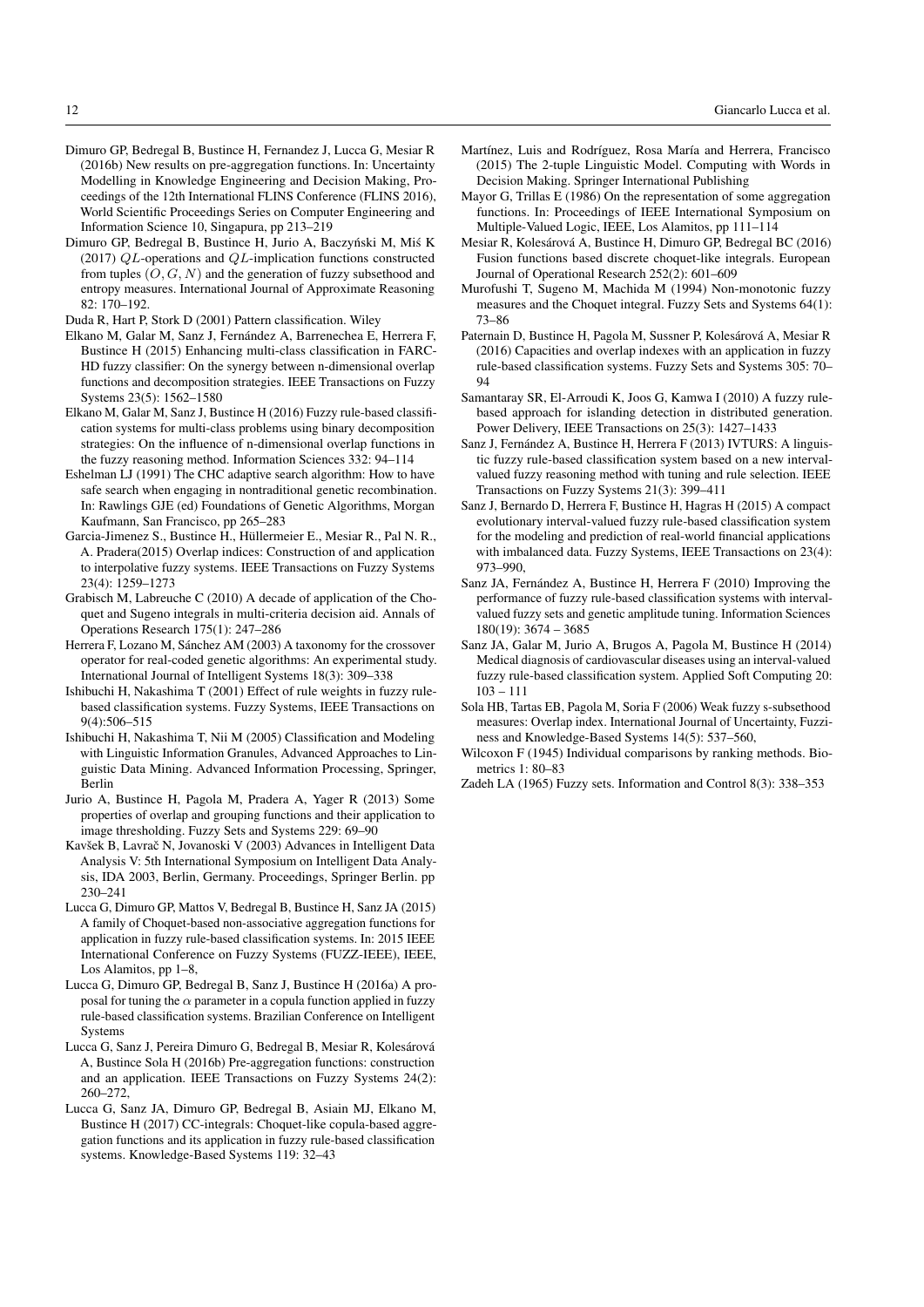Dimuro GP, Bedregal B, Bustince H, Fernandez J, Lucca G, Mesiar R (2016b) New results on pre-aggregation functions. In: Uncertainty Modelling in Knowledge Engineering and Decision Making, Proceedings of the 12th International FLINS Conference (FLINS 2016), World Scientific Proceedings Series on Computer Engineering and Information Science 10, Singapura, pp 213–219

Dimuro GP, Bedregal B, Bustince H, Jurio A, Baczyński M, Miś K (2017) $QL$-operations and $QL$-implication functions constructed from tuples $(O, G, N)$ and the generation of fuzzy subsethood and entropy measures. International Journal of Approximate Reasoning 82: 170–192.

Duda R, Hart P, Stork D (2001) Pattern classification. Wiley

Elkano M, Galar M, Sanz J, Fernández A, Barrenechea E, Herrera F, Bustince H (2015) Enhancing multi-class classification in FARC-HD fuzzy classifier: On the synergy between n-dimensional overlap functions and decomposition strategies. IEEE Transactions on Fuzzy Systems 23(5): 1562–1580

Elkano M, Galar M, Sanz J, Bustince H (2016) Fuzzy rule-based classification systems for multi-class problems using binary decomposition strategies: On the influence of n-dimensional overlap functions in the fuzzy reasoning method. Information Sciences 332: 94–114

Eshelman LJ (1991) The CHC adaptive search algorithm: How to have safe search when engaging in nontraditional genetic recombination. In: Rawlings GJE (ed) Foundations of Genetic Algorithms, Morgan Kaufmann, San Francisco, pp 265–283

Garcia-Jimenez S., Bustince H., Hüllermeier E., Mesiar R., Pal N. R., A. Pradera(2015) Overlap indices: Construction of and application to interpolative fuzzy systems. IEEE Transactions on Fuzzy Systems 23(4): 1259–1273

Grabisch M, Labreuche C (2010) A decade of application of the Choquet and Sugeno integrals in multi-criteria decision aid. Annals of Operations Research 175(1): 247–286

Herrera F, Lozano M, Sánchez AM (2003) A taxonomy for the crossover operator for real-coded genetic algorithms: An experimental study. International Journal of Intelligent Systems 18(3): 309–338

Ishibuchi H, Nakashima T (2001) Effect of rule weights in fuzzy rule-based classification systems. Fuzzy Systems, IEEE Transactions on 9(4):506–515

Ishibuchi H, Nakashima T, Nii M (2005) Classification and Modeling with Linguistic Information Granules, Advanced Approaches to Linguistic Data Mining. Advanced Information Processing, Springer, Berlin

Jurio A, Bustince H, Pagola M, Pradera A, Yager R (2013) Some properties of overlap and grouping functions and their application to image thresholding. Fuzzy Sets and Systems 229: 69–90

Kavšek B, Lavrač N, Jovanoski V (2003) Advances in Intelligent Data Analysis V: 5th International Symposium on Intelligent Data Analysis, IDA 2003, Berlin, Germany. Proceedings, Springer Berlin. pp 230–241

Lucca G, Dimuro GP, Mattos V, Bedregal B, Bustince H, Sanz JA (2015) A family of Choquet-based non-associative aggregation functions for application in fuzzy rule-based classification systems. In: 2015 IEEE International Conference on Fuzzy Systems (FUZZ-IEEE), IEEE, Los Alamitos, pp 1–8,

Lucca G, Dimuro GP, Bedregal B, Sanz J, Bustince H (2016a) A proposal for tuning the $\alpha$ parameter in a copula function applied in fuzzy rule-based classification systems. Brazilian Conference on Intelligent Systems

Lucca G, Sanz J, Pereira Dimuro G, Bedregal B, Mesiar R, Kolesárová A, Bustince Sola H (2016b) Pre-aggregation functions: construction and an application. IEEE Transactions on Fuzzy Systems 24(2): 260–272,

Lucca G, Sanz JA, Dimuro GP, Bedregal B, Asiain MJ, Elkano M, Bustince H (2017) CC-integrals: Choquet-like copula-based aggregation functions and its application in fuzzy rule-based classification systems. Knowledge-Based Systems 119: 32–43

Martínez, Luis and Rodríguez, Rosa María and Herrera, Francisco (2015) The 2-tuple Linguistic Model. Computing with Words in Decision Making. Springer International Publishing

Mayor G, Trillas E (1986) On the representation of some aggregation functions. In: Proceedings of IEEE International Symposium on Multiple-Valued Logic, IEEE, Los Alamitos, pp 111–114

Mesiar R, Kolesárová A, Bustince H, Dimuro GP, Bedregal BC (2016) Fusion functions based discrete choquet-like integrals. European Journal of Operational Research 252(2): 601–609

Murofushi T, Sugeno M, Machida M (1994) Non-monotonic fuzzy measures and the Choquet integral. Fuzzy Sets and Systems 64(1): 73–86

Paternain D, Bustince H, Pagola M, Sussner P, Kolesárová A, Mesiar R (2016) Capacities and overlap indexes with an application in fuzzy rule-based classification systems. Fuzzy Sets and Systems 305: 70–94

Samantaray SR, El-Arroudi K, Joos G, Kamwa I (2010) A fuzzy rule-based approach for islanding detection in distributed generation. Power Delivery, IEEE Transactions on 25(3): 1427–1433

Sanz J, Fernández A, Bustince H, Herrera F (2013) IVTURS: A linguistic fuzzy rule-based classification system based on a new interval-valued fuzzy reasoning method with tuning and rule selection. IEEE Transactions on Fuzzy Systems 21(3): 399–411

Sanz J, Bernardo D, Herrera F, Bustince H, Hagras H (2015) A compact evolutionary interval-valued fuzzy rule-based classification system for the modeling and prediction of real-world financial applications with imbalanced data. Fuzzy Systems, IEEE Transactions on 23(4): 973–990,

Sanz JA, Fernández A, Bustince H, Herrera F (2010) Improving the performance of fuzzy rule-based classification systems with interval-valued fuzzy sets and genetic amplitude tuning. Information Sciences 180(19): 3674 – 3685

Sanz JA, Galar M, Jurio A, Brugos A, Pagola M, Bustince H (2014) Medical diagnosis of cardiovascular diseases using an interval-valued fuzzy rule-based classification system. Applied Soft Computing 20: 103 – 111

Sola HB, Tartas EB, Pagola M, Soria F (2006) Weak fuzzy s-subsethood measures: Overlap index. International Journal of Uncertainty, Fuzziness and Knowledge-Based Systems 14(5): 537–560,

Wilcoxon F (1945) Individual comparisons by ranking methods. Biometrics 1: 80–83

Zadeh LA (1965) Fuzzy sets. Information and Control 8(3): 338–353